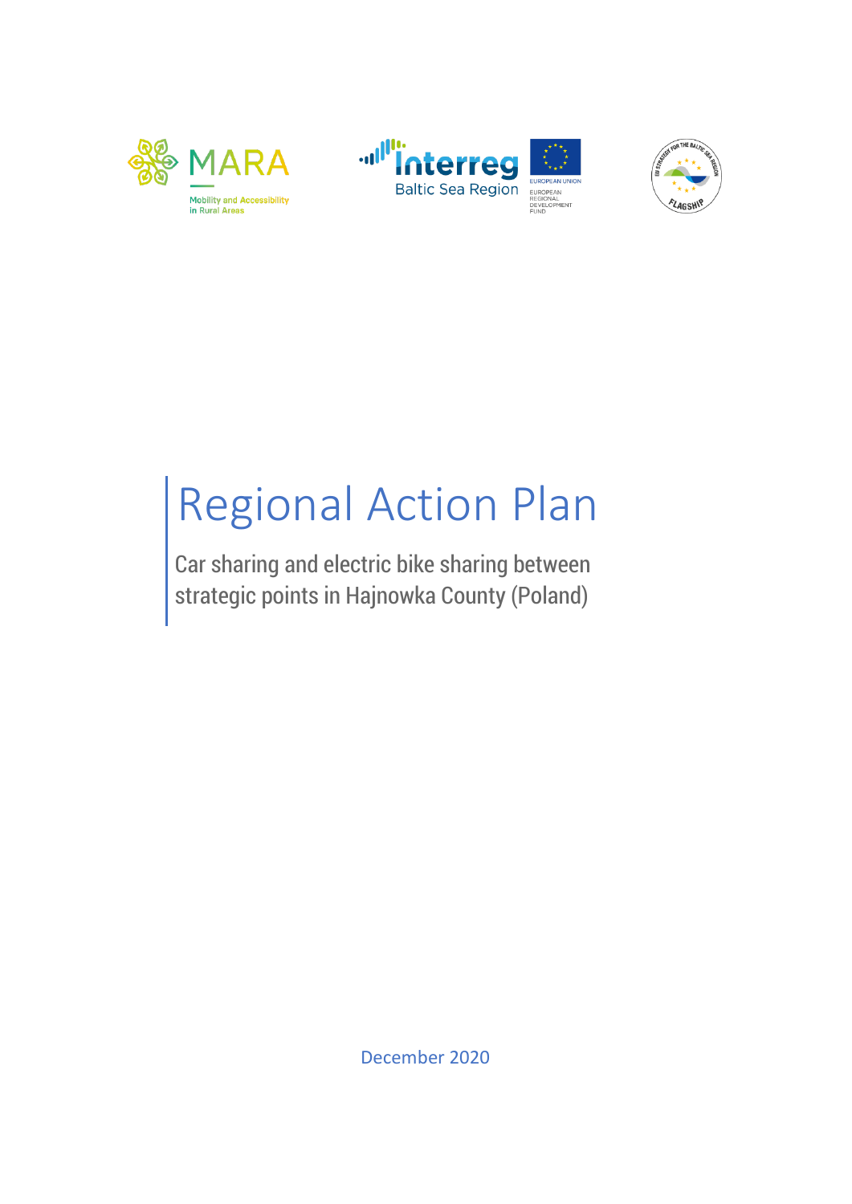# Regional Action Plan

Car sharing and electric bike sharing between strategic points in Hajnowka County (Poland)

December 2020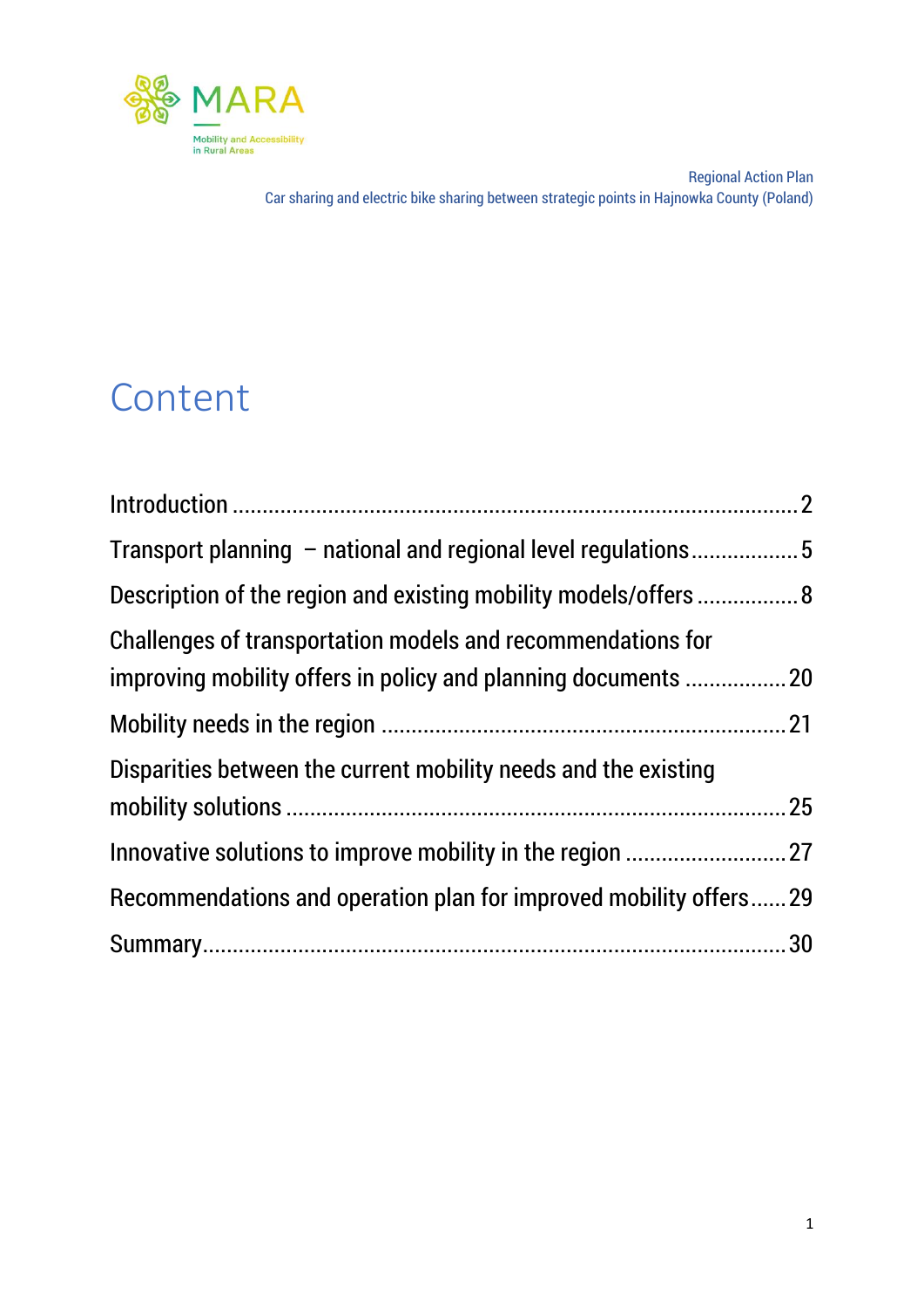# Content

Introduction ........................................................................................ 2

Transport planning – national and regional level regulations .................. 5

Description of the region and existing mobility models/offers ................. 8

Challenges of transportation models and recommendations for improving mobility offers in policy and planning documents ................. 20

Mobility needs in the region ................................................................ 21

Disparities between the current mobility needs and the existing mobility solutions ................................................................................ 25

Innovative solutions to improve mobility in the region ........................... 27

Recommendations and operation plan for improved mobility offers ...... 29

Summary............................................................................................ 30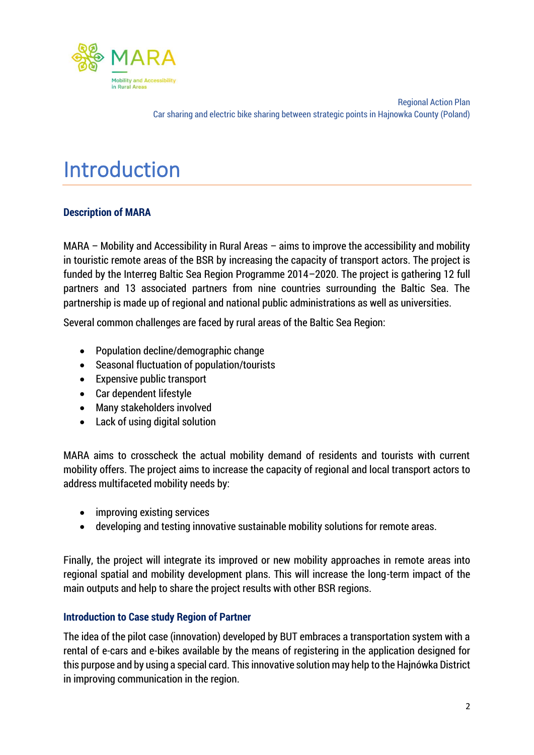# Introduction

### Description of MARA

MARA – Mobility and Accessibility in Rural Areas – aims to improve the accessibility and mobility in touristic remote areas of the BSR by increasing the capacity of transport actors. The project is funded by the Interreg Baltic Sea Region Programme 2014–2020. The project is gathering 12 full partners and 13 associated partners from nine countries surrounding the Baltic Sea. The partnership is made up of regional and national public administrations as well as universities.

Several common challenges are faced by rural areas of the Baltic Sea Region:

- Population decline/demographic change
- Seasonal fluctuation of population/tourists
- Expensive public transport
- Car dependent lifestyle
- Many stakeholders involved
- Lack of using digital solution

MARA aims to crosscheck the actual mobility demand of residents and tourists with current mobility offers. The project aims to increase the capacity of regional and local transport actors to address multifaceted mobility needs by:

- improving existing services
- developing and testing innovative sustainable mobility solutions for remote areas.

Finally, the project will integrate its improved or new mobility approaches in remote areas into regional spatial and mobility development plans. This will increase the long-term impact of the main outputs and help to share the project results with other BSR regions.

### Introduction to Case study Region of Partner

The idea of the pilot case (innovation) developed by BUT embraces a transportation system with a rental of e-cars and e-bikes available by the means of registering in the application designed for this purpose and by using a special card. This innovative solution may help to the Hajnówka District in improving communication in the region.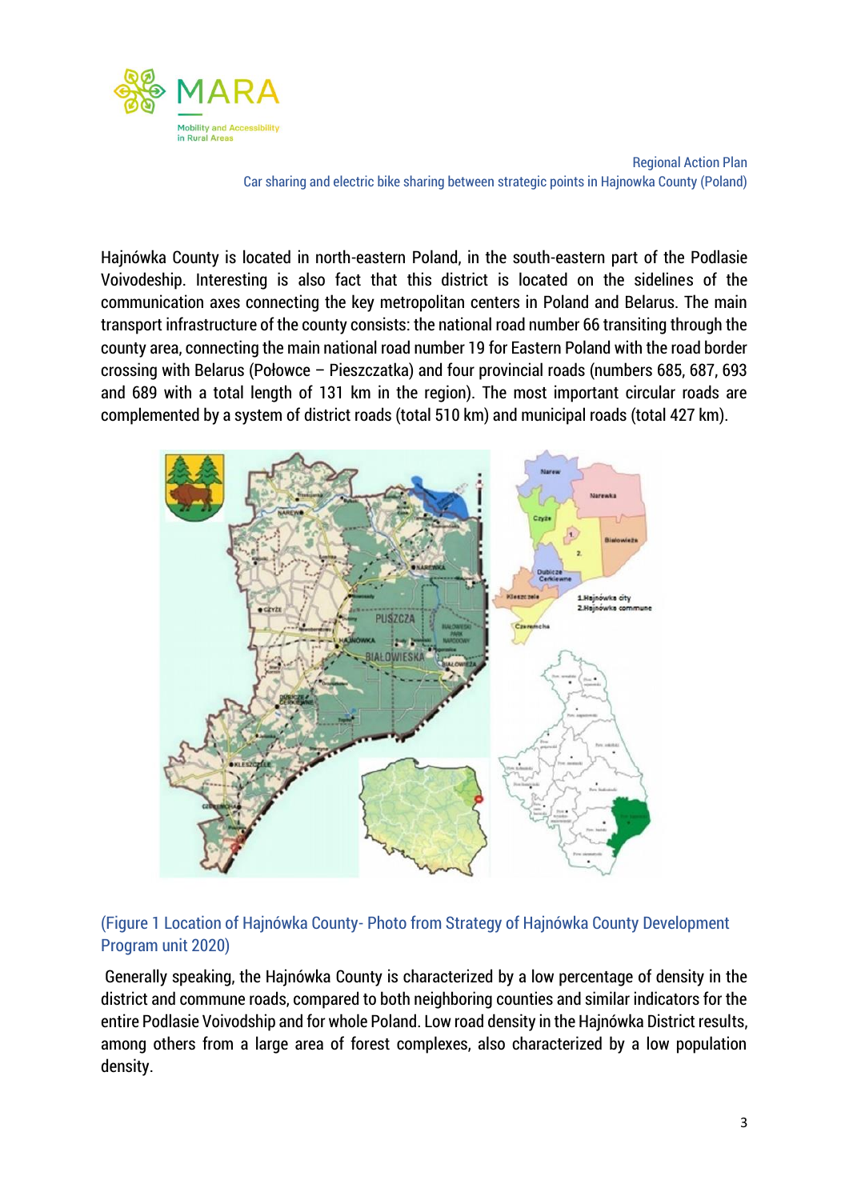Hajnówka County is located in north-eastern Poland, in the south-eastern part of the Podlasie Voivodeship. Interesting is also fact that this district is located on the sidelines of the communication axes connecting the key metropolitan centers in Poland and Belarus. The main transport infrastructure of the county consists: the national road number 66 transiting through the county area, connecting the main national road number 19 for Eastern Poland with the road border crossing with Belarus (Połowce – Pieszczatka) and four provincial roads (numbers 685, 687, 693 and 689 with a total length of 131 km in the region). The most important circular roads are complemented by a system of district roads (total 510 km) and municipal roads (total 427 km).

(Figure 1 Location of Hajnówka County- Photo from Strategy of Hajnówka County Development Program unit 2020)

Generally speaking, the Hajnówka County is characterized by a low percentage of density in the district and commune roads, compared to both neighboring counties and similar indicators for the entire Podlasie Voivodship and for whole Poland. Low road density in the Hajnówka District results, among others from a large area of forest complexes, also characterized by a low population density.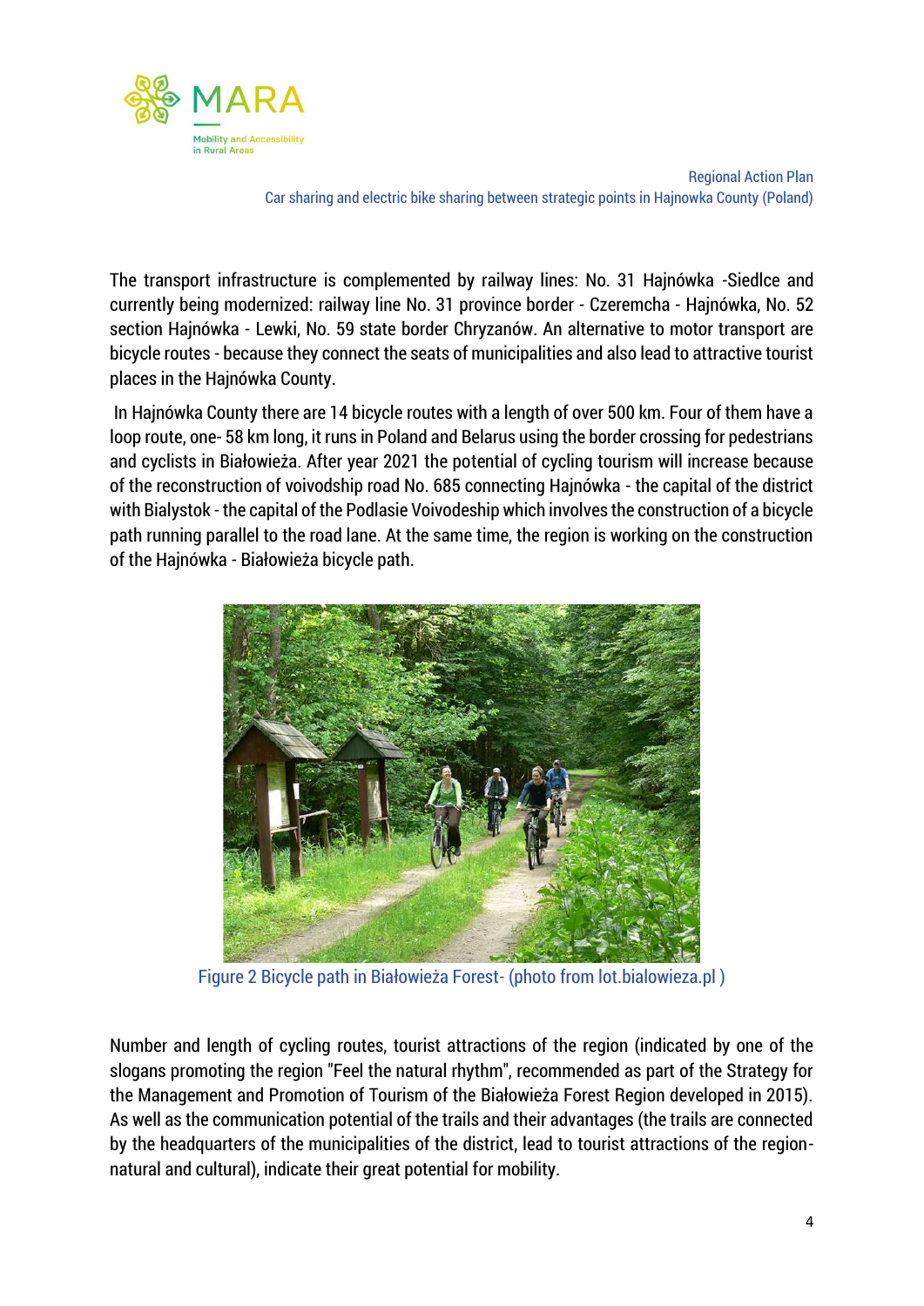The transport infrastructure is complemented by railway lines: No. 31 Hajnówka -Siedlce and currently being modernized: railway line No. 31 province border - Czeremcha - Hajnówka, No. 52 section Hajnówka - Lewki, No. 59 state border Chryzanów. An alternative to motor transport are bicycle routes - because they connect the seats of municipalities and also lead to attractive tourist places in the Hajnówka County.

In Hajnówka County there are 14 bicycle routes with a length of over 500 km. Four of them have a loop route, one- 58 km long, it runs in Poland and Belarus using the border crossing for pedestrians and cyclists in Białowieża. After year 2021 the potential of cycling tourism will increase because of the reconstruction of voivodship road No. 685 connecting Hajnówka - the capital of the district with Bialystok - the capital of the Podlasie Voivodeship which involves the construction of a bicycle path running parallel to the road lane. At the same time, the region is working on the construction of the Hajnówka - Białowieża bicycle path.

Figure 2 Bicycle path in Białowieża Forest- (photo from lot.bialowieza.pl )

Number and length of cycling routes, tourist attractions of the region (indicated by one of the slogans promoting the region "Feel the natural rhythm", recommended as part of the Strategy for the Management and Promotion of Tourism of the Białowieża Forest Region developed in 2015). As well as the communication potential of the trails and their advantages (the trails are connected by the headquarters of the municipalities of the district, lead to tourist attractions of the region-natural and cultural), indicate their great potential for mobility.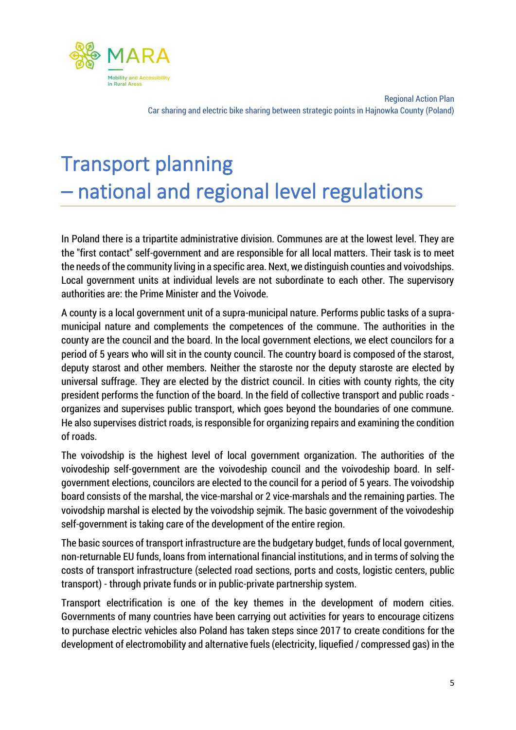# Transport planning – national and regional level regulations

In Poland there is a tripartite administrative division. Communes are at the lowest level. They are the "first contact" self-government and are responsible for all local matters. Their task is to meet the needs of the community living in a specific area. Next, we distinguish counties and voivodships. Local government units at individual levels are not subordinate to each other. The supervisory authorities are: the Prime Minister and the Voivode.

A county is a local government unit of a supra-municipal nature. Performs public tasks of a supra-municipal nature and complements the competences of the commune. The authorities in the county are the council and the board. In the local government elections, we elect councilors for a period of 5 years who will sit in the county council. The country board is composed of the starost, deputy starost and other members. Neither the staroste nor the deputy staroste are elected by universal suffrage. They are elected by the district council. In cities with county rights, the city president performs the function of the board. In the field of collective transport and public roads - organizes and supervises public transport, which goes beyond the boundaries of one commune. He also supervises district roads, is responsible for organizing repairs and examining the condition of roads.

The voivodship is the highest level of local government organization. The authorities of the voivodeship self-government are the voivodeship council and the voivodeship board. In self-government elections, councilors are elected to the council for a period of 5 years. The voivodship board consists of the marshal, the vice-marshal or 2 vice-marshals and the remaining parties. The voivodship marshal is elected by the voivodship sejmik. The basic government of the voivodeship self-government is taking care of the development of the entire region.

The basic sources of transport infrastructure are the budgetary budget, funds of local government, non-returnable EU funds, loans from international financial institutions, and in terms of solving the costs of transport infrastructure (selected road sections, ports and costs, logistic centers, public transport) - through private funds or in public-private partnership system.

Transport electrification is one of the key themes in the development of modern cities. Governments of many countries have been carrying out activities for years to encourage citizens to purchase electric vehicles also Poland has taken steps since 2017 to create conditions for the development of electromobility and alternative fuels (electricity, liquefied / compressed gas) in the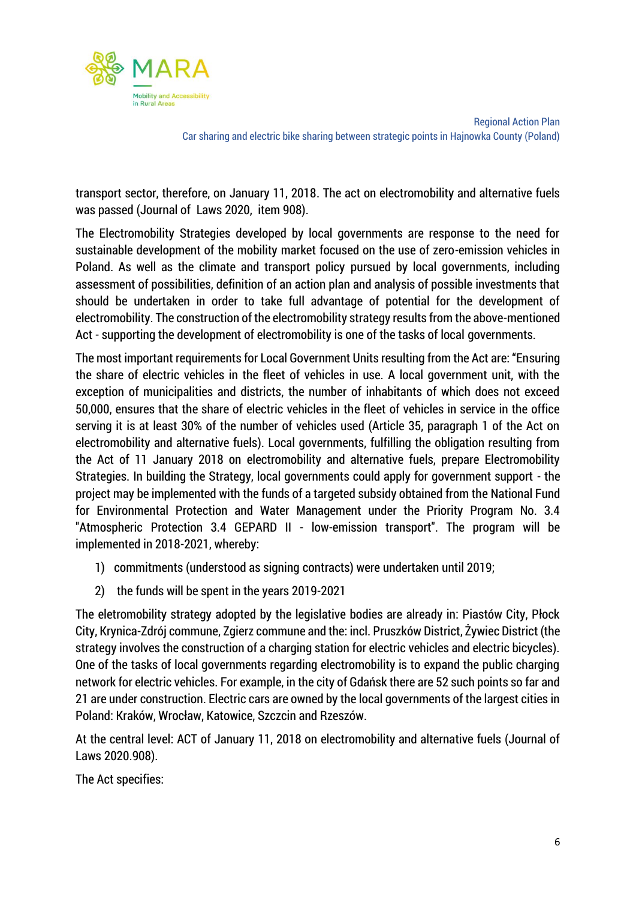transport sector, therefore, on January 11, 2018. The act on electromobility and alternative fuels was passed (Journal of Laws 2020, item 908).

The Electromobility Strategies developed by local governments are response to the need for sustainable development of the mobility market focused on the use of zero-emission vehicles in Poland. As well as the climate and transport policy pursued by local governments, including assessment of possibilities, definition of an action plan and analysis of possible investments that should be undertaken in order to take full advantage of potential for the development of electromobility. The construction of the electromobility strategy results from the above-mentioned Act - supporting the development of electromobility is one of the tasks of local governments.

The most important requirements for Local Government Units resulting from the Act are: "Ensuring the share of electric vehicles in the fleet of vehicles in use. A local government unit, with the exception of municipalities and districts, the number of inhabitants of which does not exceed 50,000, ensures that the share of electric vehicles in the fleet of vehicles in service in the office serving it is at least 30% of the number of vehicles used (Article 35, paragraph 1 of the Act on electromobility and alternative fuels). Local governments, fulfilling the obligation resulting from the Act of 11 January 2018 on electromobility and alternative fuels, prepare Electromobility Strategies. In building the Strategy, local governments could apply for government support - the project may be implemented with the funds of a targeted subsidy obtained from the National Fund for Environmental Protection and Water Management under the Priority Program No. 3.4 "Atmospheric Protection 3.4 GEPARD II - low-emission transport". The program will be implemented in 2018-2021, whereby:

1) commitments (understood as signing contracts) were undertaken until 2019;
2) the funds will be spent in the years 2019-2021

The eletromobility strategy adopted by the legislative bodies are already in: Piastów City, Płock City, Krynica-Zdrój commune, Zgierz commune and the: incl. Pruszków District, Żywiec District (the strategy involves the construction of a charging station for electric vehicles and electric bicycles). One of the tasks of local governments regarding electromobility is to expand the public charging network for electric vehicles. For example, in the city of Gdańsk there are 52 such points so far and 21 are under construction. Electric cars are owned by the local governments of the largest cities in Poland: Kraków, Wrocław, Katowice, Szczcin and Rzeszów.

At the central level: ACT of January 11, 2018 on electromobility and alternative fuels (Journal of Laws 2020.908).

The Act specifies: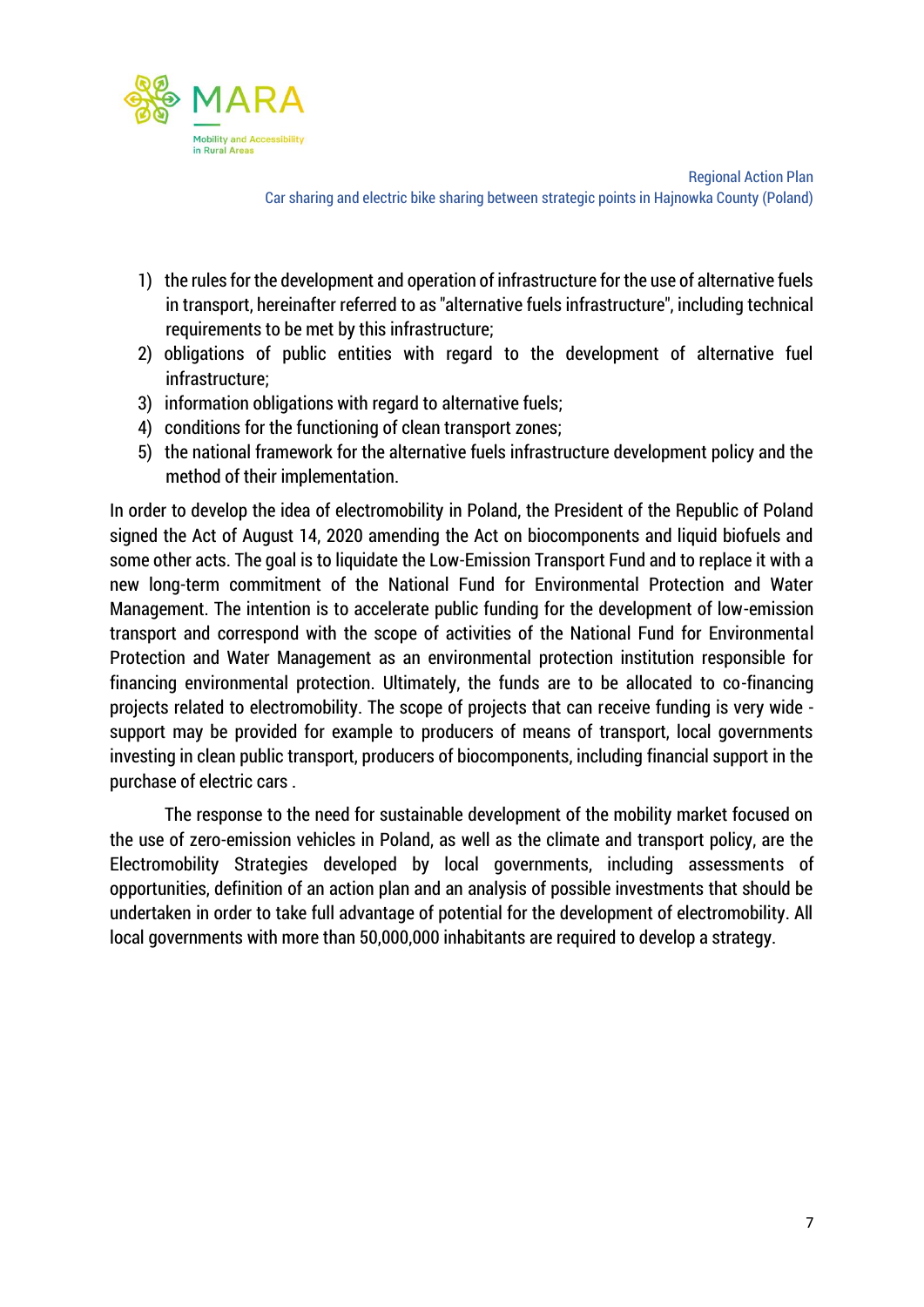1) the rules for the development and operation of infrastructure for the use of alternative fuels in transport, hereinafter referred to as "alternative fuels infrastructure", including technical requirements to be met by this infrastructure;
2) obligations of public entities with regard to the development of alternative fuel infrastructure;
3) information obligations with regard to alternative fuels;
4) conditions for the functioning of clean transport zones;
5) the national framework for the alternative fuels infrastructure development policy and the method of their implementation.

In order to develop the idea of electromobility in Poland, the President of the Republic of Poland signed the Act of August 14, 2020 amending the Act on biocomponents and liquid biofuels and some other acts. The goal is to liquidate the Low-Emission Transport Fund and to replace it with a new long-term commitment of the National Fund for Environmental Protection and Water Management. The intention is to accelerate public funding for the development of low-emission transport and correspond with the scope of activities of the National Fund for Environmental Protection and Water Management as an environmental protection institution responsible for financing environmental protection. Ultimately, the funds are to be allocated to co-financing projects related to electromobility. The scope of projects that can receive funding is very wide - support may be provided for example to producers of means of transport, local governments investing in clean public transport, producers of biocomponents, including financial support in the purchase of electric cars .

The response to the need for sustainable development of the mobility market focused on the use of zero-emission vehicles in Poland, as well as the climate and transport policy, are the Electromobility Strategies developed by local governments, including assessments of opportunities, definition of an action plan and an analysis of possible investments that should be undertaken in order to take full advantage of potential for the development of electromobility. All local governments with more than 50,000,000 inhabitants are required to develop a strategy.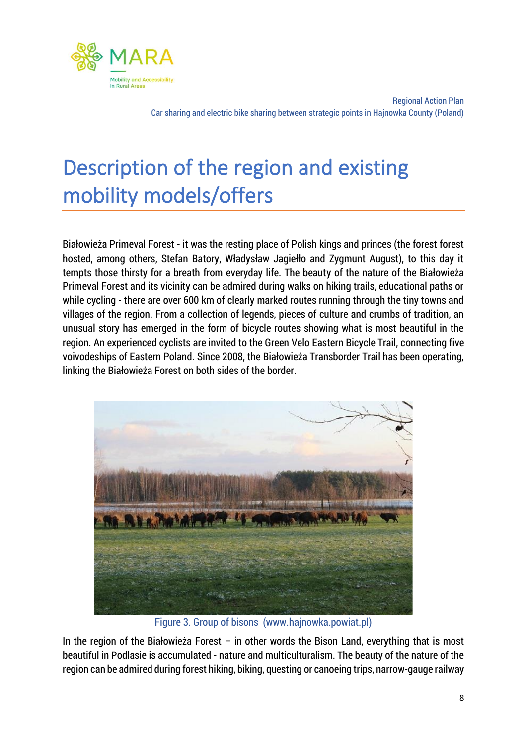# Description of the region and existing mobility models/offers

Białowieża Primeval Forest - it was the resting place of Polish kings and princes (the forest forest hosted, among others, Stefan Batory, Władysław Jagiełło and Zygmunt August), to this day it tempts those thirsty for a breath from everyday life. The beauty of the nature of the Białowieża Primeval Forest and its vicinity can be admired during walks on hiking trails, educational paths or while cycling - there are over 600 km of clearly marked routes running through the tiny towns and villages of the region. From a collection of legends, pieces of culture and crumbs of tradition, an unusual story has emerged in the form of bicycle routes showing what is most beautiful in the region. An experienced cyclists are invited to the Green Velo Eastern Bicycle Trail, connecting five voivodeships of Eastern Poland. Since 2008, the Białowieża Transborder Trail has been operating, linking the Białowieża Forest on both sides of the border.

Figure 3. Group of bisons (www.hajnowka.powiat.pl)

In the region of the Białowieża Forest – in other words the Bison Land, everything that is most beautiful in Podlasie is accumulated - nature and multiculturalism. The beauty of the nature of the region can be admired during forest hiking, biking, questing or canoeing trips, narrow-gauge railway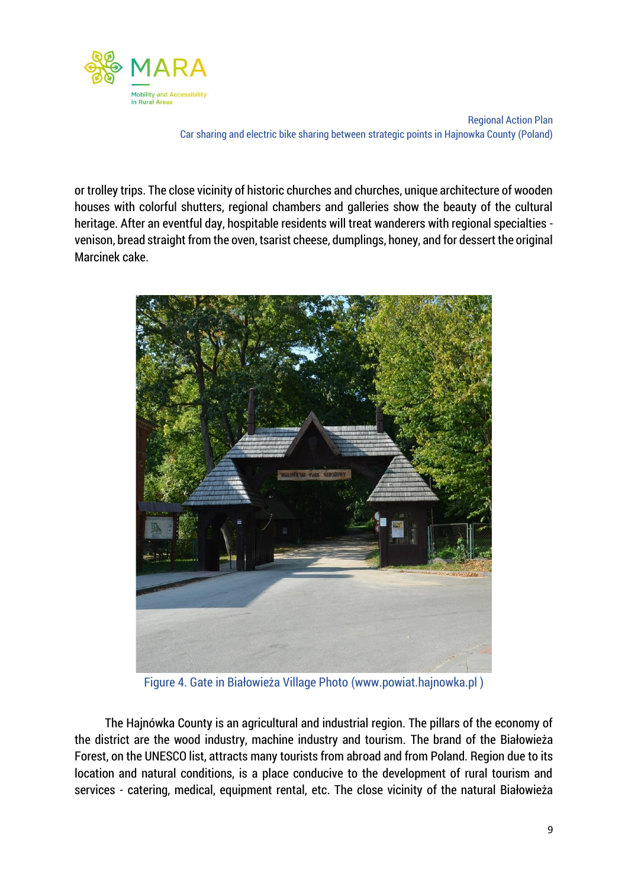or trolley trips. The close vicinity of historic churches and churches, unique architecture of wooden houses with colorful shutters, regional chambers and galleries show the beauty of the cultural heritage. After an eventful day, hospitable residents will treat wanderers with regional specialties - venison, bread straight from the oven, tsarist cheese, dumplings, honey, and for dessert the original Marcinek cake.

Figure 4. Gate in Białowieża Village Photo (www.powiat.hajnowka.pl )

The Hajnówka County is an agricultural and industrial region. The pillars of the economy of the district are the wood industry, machine industry and tourism. The brand of the Białowieża Forest, on the UNESCO list, attracts many tourists from abroad and from Poland. Region due to its location and natural conditions, is a place conducive to the development of rural tourism and services - catering, medical, equipment rental, etc. The close vicinity of the natural Białowieża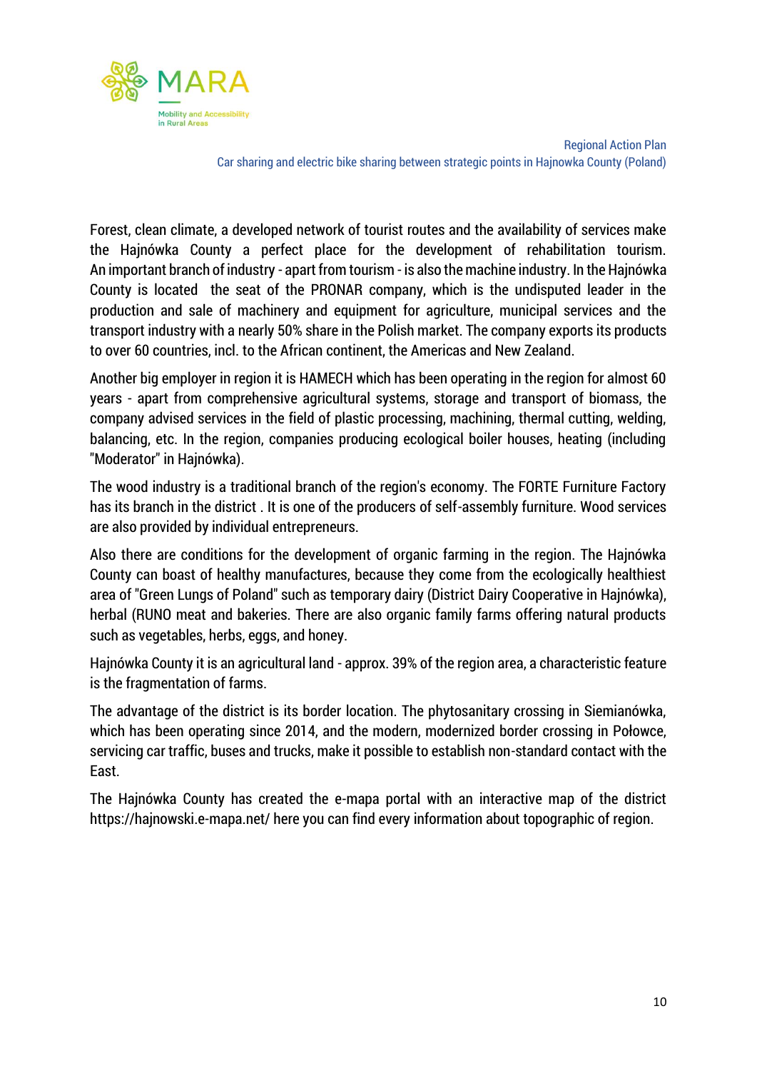Forest, clean climate, a developed network of tourist routes and the availability of services make the Hajnówka County a perfect place for the development of rehabilitation tourism. An important branch of industry - apart from tourism - is also the machine industry. In the Hajnówka County is located the seat of the PRONAR company, which is the undisputed leader in the production and sale of machinery and equipment for agriculture, municipal services and the transport industry with a nearly 50% share in the Polish market. The company exports its products to over 60 countries, incl. to the African continent, the Americas and New Zealand.

Another big employer in region it is HAMECH which has been operating in the region for almost 60 years - apart from comprehensive agricultural systems, storage and transport of biomass, the company advised services in the field of plastic processing, machining, thermal cutting, welding, balancing, etc. In the region, companies producing ecological boiler houses, heating (including "Moderator" in Hajnówka).

The wood industry is a traditional branch of the region's economy. The FORTE Furniture Factory has its branch in the district . It is one of the producers of self-assembly furniture. Wood services are also provided by individual entrepreneurs.

Also there are conditions for the development of organic farming in the region. The Hajnówka County can boast of healthy manufactures, because they come from the ecologically healthiest area of "Green Lungs of Poland" such as temporary dairy (District Dairy Cooperative in Hajnówka), herbal (RUNO meat and bakeries. There are also organic family farms offering natural products such as vegetables, herbs, eggs, and honey.

Hajnówka County it is an agricultural land - approx. 39% of the region area, a characteristic feature is the fragmentation of farms.

The advantage of the district is its border location. The phytosanitary crossing in Siemianówka, which has been operating since 2014, and the modern, modernized border crossing in Połowce, servicing car traffic, buses and trucks, make it possible to establish non-standard contact with the East.

The Hajnówka County has created the e-mapa portal with an interactive map of the district https://hajnowski.e-mapa.net/ here you can find every information about topographic of region.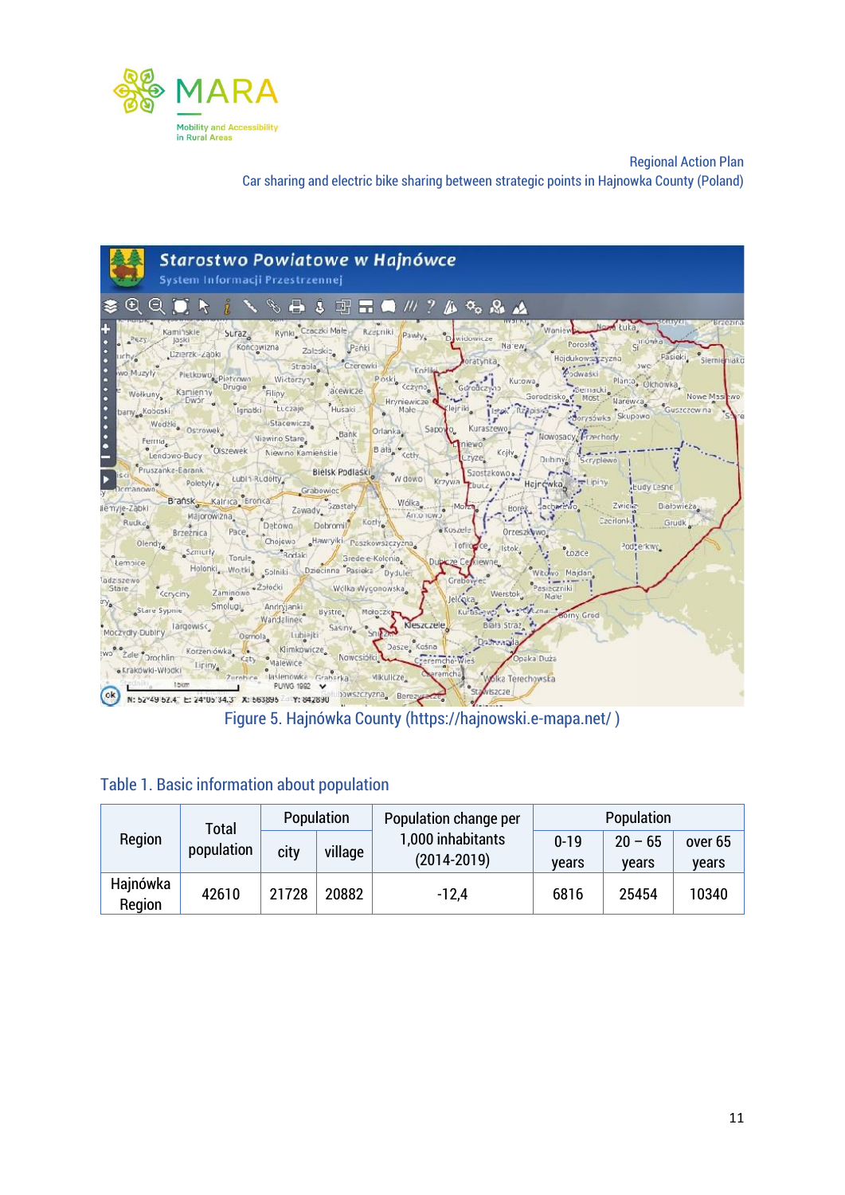Figure 5. Hajnówka County (https://hajnowski.e-mapa.net/ )

Table 1. Basic information about population

| Region | Total population | Population | | Population change per 1,000 inhabitants (2014-2019) | Population | | |
|---|---|---|---|---|---|---|---|
| | | city | village | | 0-19 years | 20 – 65 years | over 65 years |
| Hajnówka Region | 42610 | 21728 | 20882 | -12,4 | 6816 | 25454 | 10340 |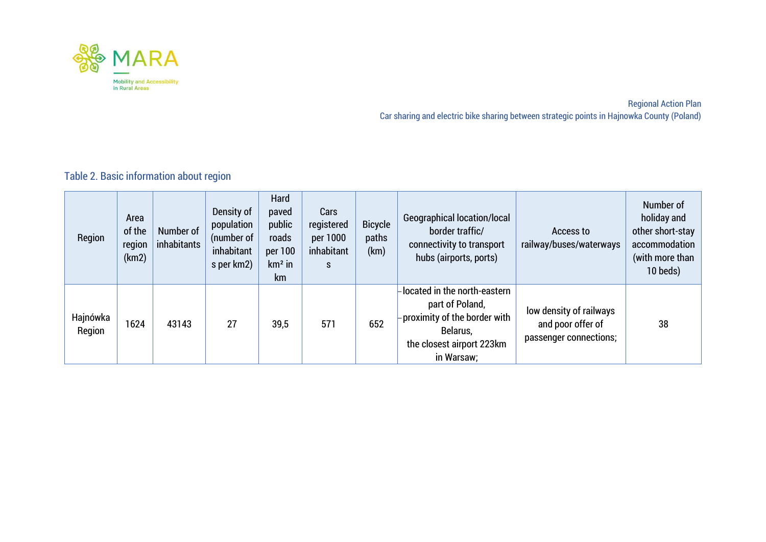Table 2. Basic information about region

| Region | Area of the region (km2) | Number of inhabitants | Density of population (number of inhabitants per km2) | Hard paved public roads per 100 km² in km | Cars registered per 1000 inhabitants | Bicycle paths (km) | Geographical location/local border traffic/ connectivity to transport hubs (airports, ports) | Access to railway/buses/waterways | Number of holiday and other short-stay accommodation (with more than 10 beds) |
|---|---|---|---|---|---|---|---|---|---|
| Hajnówka Region | 1624 | 43143 | 27 | 39,5 | 571 | 652 | - located in the north-eastern part of Poland,<br>- proximity of the border with Belarus,<br>the closest airport 223km in Warsaw; | low density of railways and poor offer of passenger connections; | 38 |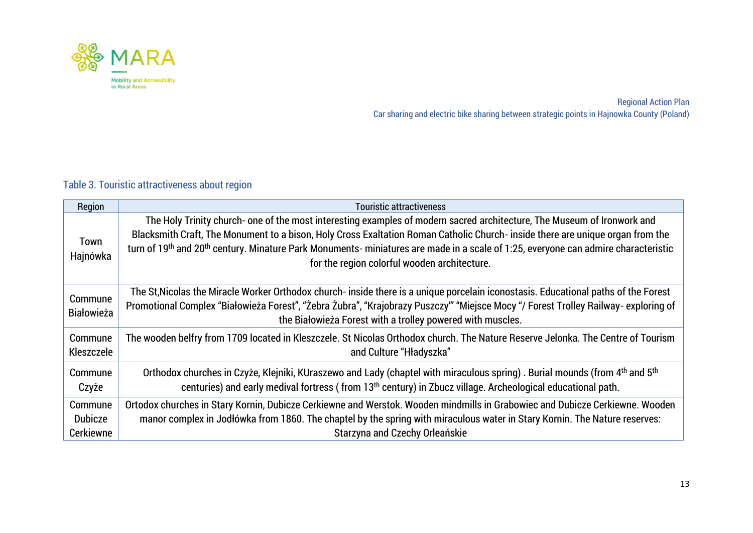Table 3. Touristic attractiveness about region

| Region | Touristic attractiveness |
|---|---|
| Town Hajnówka | The Holy Trinity church- one of the most interesting examples of modern sacred architecture, The Museum of Ironwork and Blacksmith Craft, The Monument to a bison, Holy Cross Exaltation Roman Catholic Church- inside there are unique organ from the turn of 19th and 20th century. Minature Park Monuments- miniatures are made in a scale of 1:25, everyone can admire characteristic for the region colorful wooden architecture. |
| Commune Białowieża | The St,Nicolas the Miracle Worker Orthodox church- inside there is a unique porcelain iconostasis. Educational paths of the Forest Promotional Complex "Białowieża Forest", "Żebra Żubra", "Krajobrazy Puszczy"' "Miejsce Mocy "/ Forest Trolley Railway- exploring of the Białowieża Forest with a trolley powered with muscles. |
| Commune Kleszczele | The wooden belfry from 1709 located in Kleszczele. St Nicolas Orthodox church. The Nature Reserve Jelonka. The Centre of Tourism and Culture "Hładyszka" |
| Commune Czyże | Orthodox churches in Czyże, Klejniki, KUraszewo and Lady (chaptel with miraculous spring) . Burial mounds (from 4th and 5th centuries) and early medival fortress ( from 13th century) in Zbucz village. Archeological educational path. |
| Commune Dubicze Cerkiewne | Ortodox churches in Stary Kornin, Dubicze Cerkiewne and Werstok. Wooden mindmills in Grabowiec and Dubicze Cerkiewne. Wooden manor complex in Jodłówka from 1860. The chaptel by the spring with miraculous water in Stary Kornin. The Nature reserves: Starzyna and Czechy Orleańskie |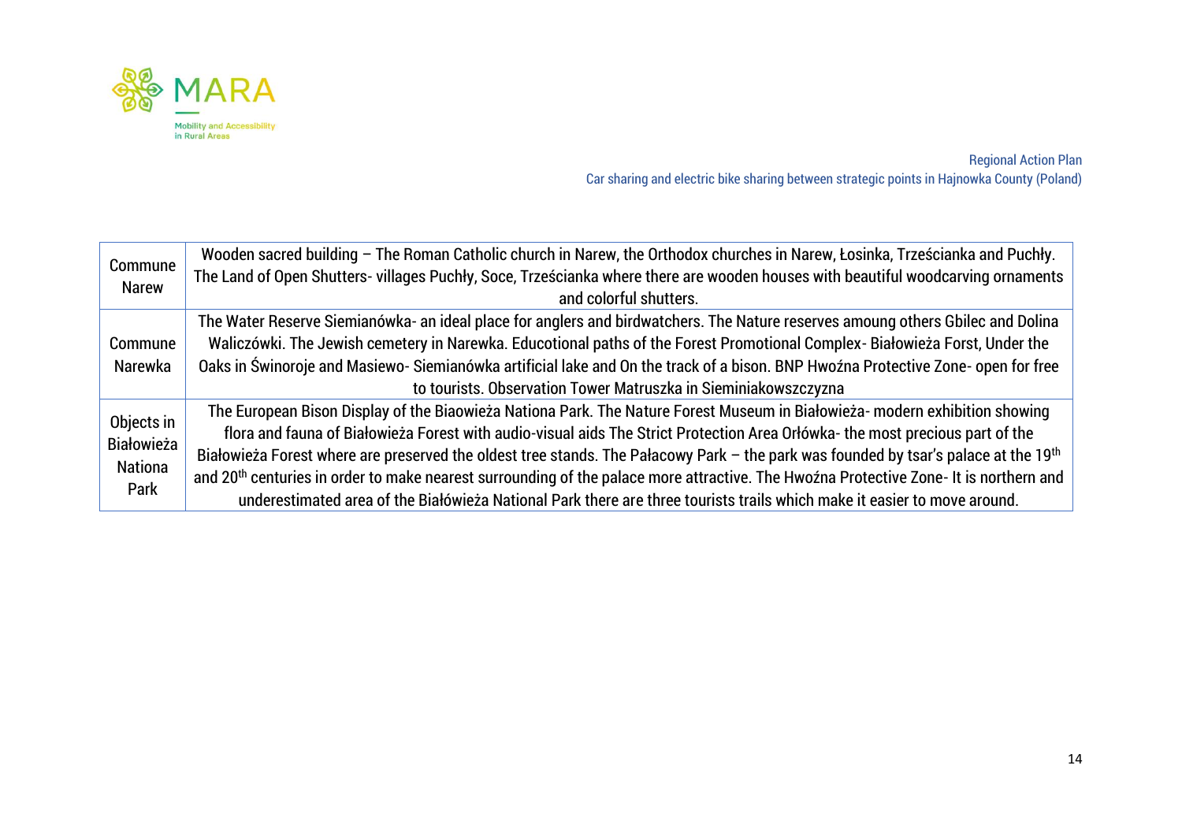| Commune Narew | Wooden sacred building – The Roman Catholic church in Narew, the Orthodox churches in Narew, Łosinka, Trześcianka and Puchły. The Land of Open Shutters- villages Puchły, Soce, Trześcianka where there are wooden houses with beautiful woodcarving ornaments and colorful shutters. |
|---|---|
| Commune Narewka | The Water Reserve Siemianówka- an ideal place for anglers and birdwatchers. The Nature reserves amoung others Gbilec and Dolina Waliczówki. The Jewish cemetery in Narewka. Educotional paths of the Forest Promotional Complex- Białowieża Forst, Under the Oaks in Świnoroje and Masiewo- Siemianówka artificial lake and On the track of a bison. BNP Hwoźna Protective Zone- open for free to tourists. Observation Tower Matruszka in Sieminiakowszczyzna |
| Objects in Białowieża Nationa Park | The European Bison Display of the Biaowieża Nationa Park. The Nature Forest Museum in Białowieża- modern exhibition showing flora and fauna of Białowieża Forest with audio-visual aids The Strict Protection Area Orłówka- the most precious part of the Białowieża Forest where are preserved the oldest tree stands. The Pałacowy Park – the park was founded by tsar's palace at the 19th and 20th centuries in order to make nearest surrounding of the palace more attractive. The Hwoźna Protective Zone- It is northern and underestimated area of the Białówieża National Park there are three tourists trails which make it easier to move around. |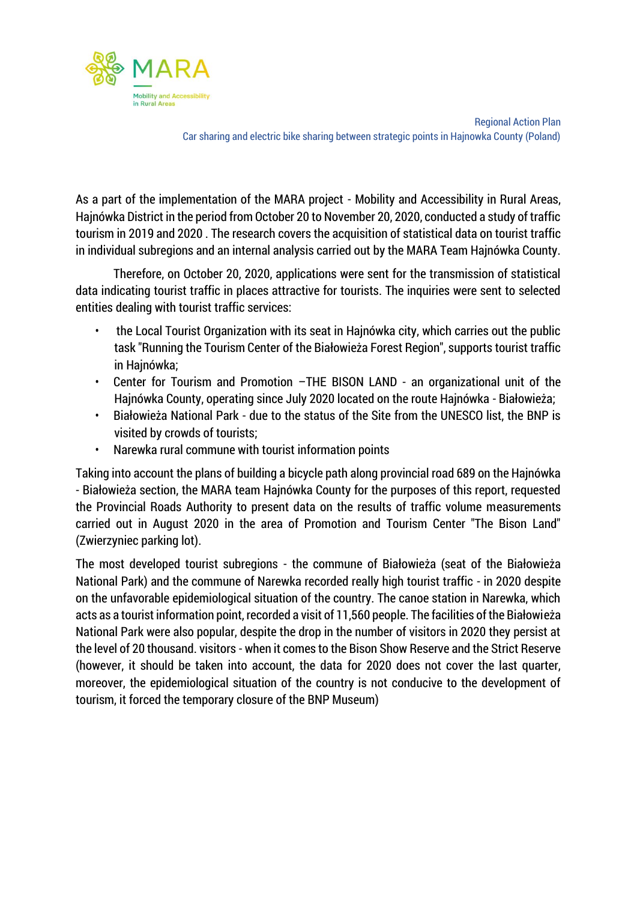As a part of the implementation of the MARA project - Mobility and Accessibility in Rural Areas, Hajnówka District in the period from October 20 to November 20, 2020, conducted a study of traffic tourism in 2019 and 2020 . The research covers the acquisition of statistical data on tourist traffic in individual subregions and an internal analysis carried out by the MARA Team Hajnówka County.

Therefore, on October 20, 2020, applications were sent for the transmission of statistical data indicating tourist traffic in places attractive for tourists. The inquiries were sent to selected entities dealing with tourist traffic services:

- the Local Tourist Organization with its seat in Hajnówka city, which carries out the public task "Running the Tourism Center of the Białowieża Forest Region", supports tourist traffic in Hajnówka;
- Center for Tourism and Promotion –THE BISON LAND - an organizational unit of the Hajnówka County, operating since July 2020 located on the route Hajnówka - Białowieża;
- Białowieża National Park - due to the status of the Site from the UNESCO list, the BNP is visited by crowds of tourists;
- Narewka rural commune with tourist information points

Taking into account the plans of building a bicycle path along provincial road 689 on the Hajnówka - Białowieża section, the MARA team Hajnówka County for the purposes of this report, requested the Provincial Roads Authority to present data on the results of traffic volume measurements carried out in August 2020 in the area of Promotion and Tourism Center "The Bison Land" (Zwierzyniec parking lot).

The most developed tourist subregions - the commune of Białowieża (seat of the Białowieża National Park) and the commune of Narewka recorded really high tourist traffic - in 2020 despite on the unfavorable epidemiological situation of the country. The canoe station in Narewka, which acts as a tourist information point, recorded a visit of 11,560 people. The facilities of the Białowieża National Park were also popular, despite the drop in the number of visitors in 2020 they persist at the level of 20 thousand. visitors - when it comes to the Bison Show Reserve and the Strict Reserve (however, it should be taken into account, the data for 2020 does not cover the last quarter, moreover, the epidemiological situation of the country is not conducive to the development of tourism, it forced the temporary closure of the BNP Museum)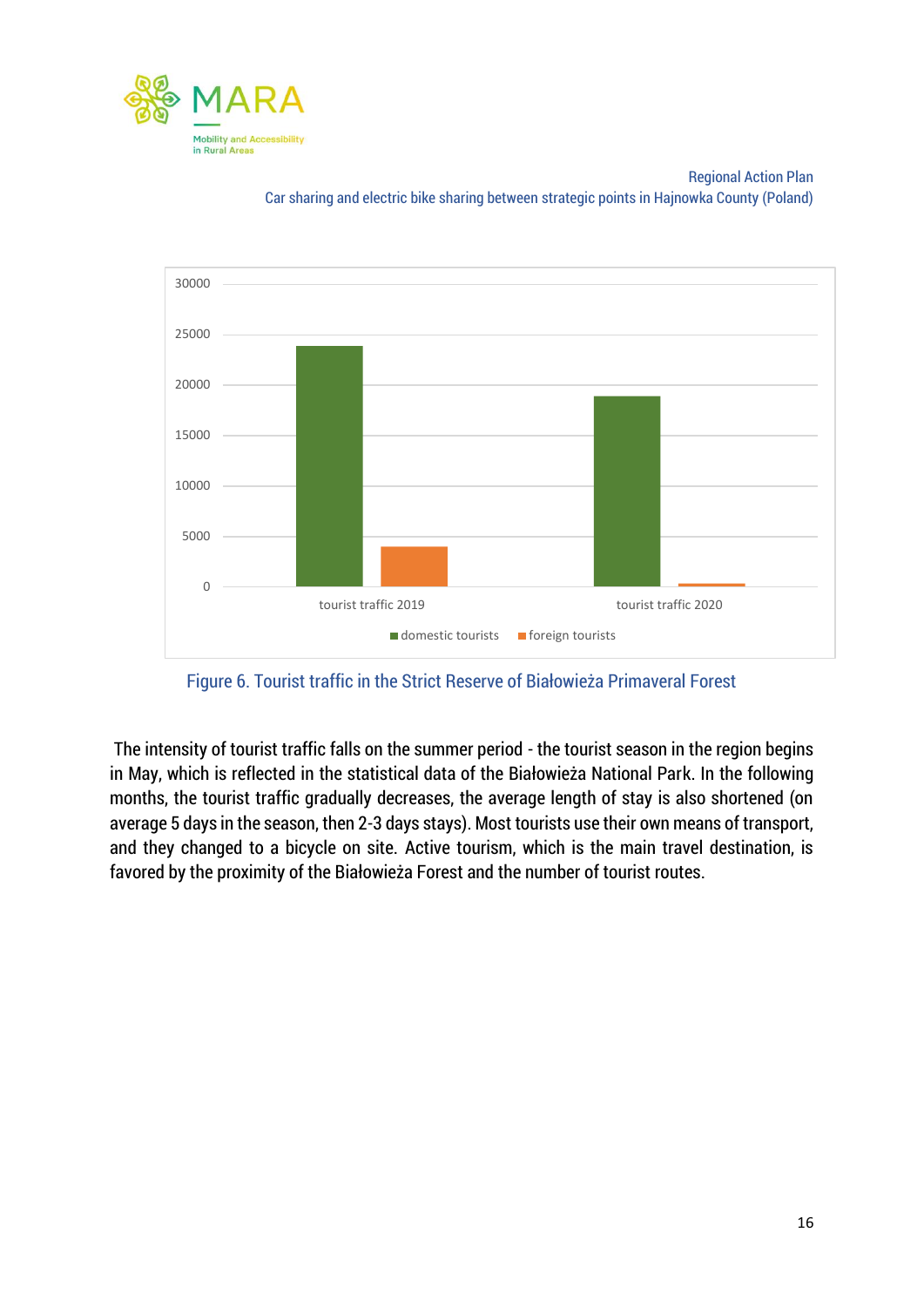Figure 6. Tourist traffic in the Strict Reserve of Białowieża Primaveral Forest

The intensity of tourist traffic falls on the summer period - the tourist season in the region begins in May, which is reflected in the statistical data of the Białowieża National Park. In the following months, the tourist traffic gradually decreases, the average length of stay is also shortened (on average 5 days in the season, then 2-3 days stays). Most tourists use their own means of transport, and they changed to a bicycle on site. Active tourism, which is the main travel destination, is favored by the proximity of the Białowieża Forest and the number of tourist routes.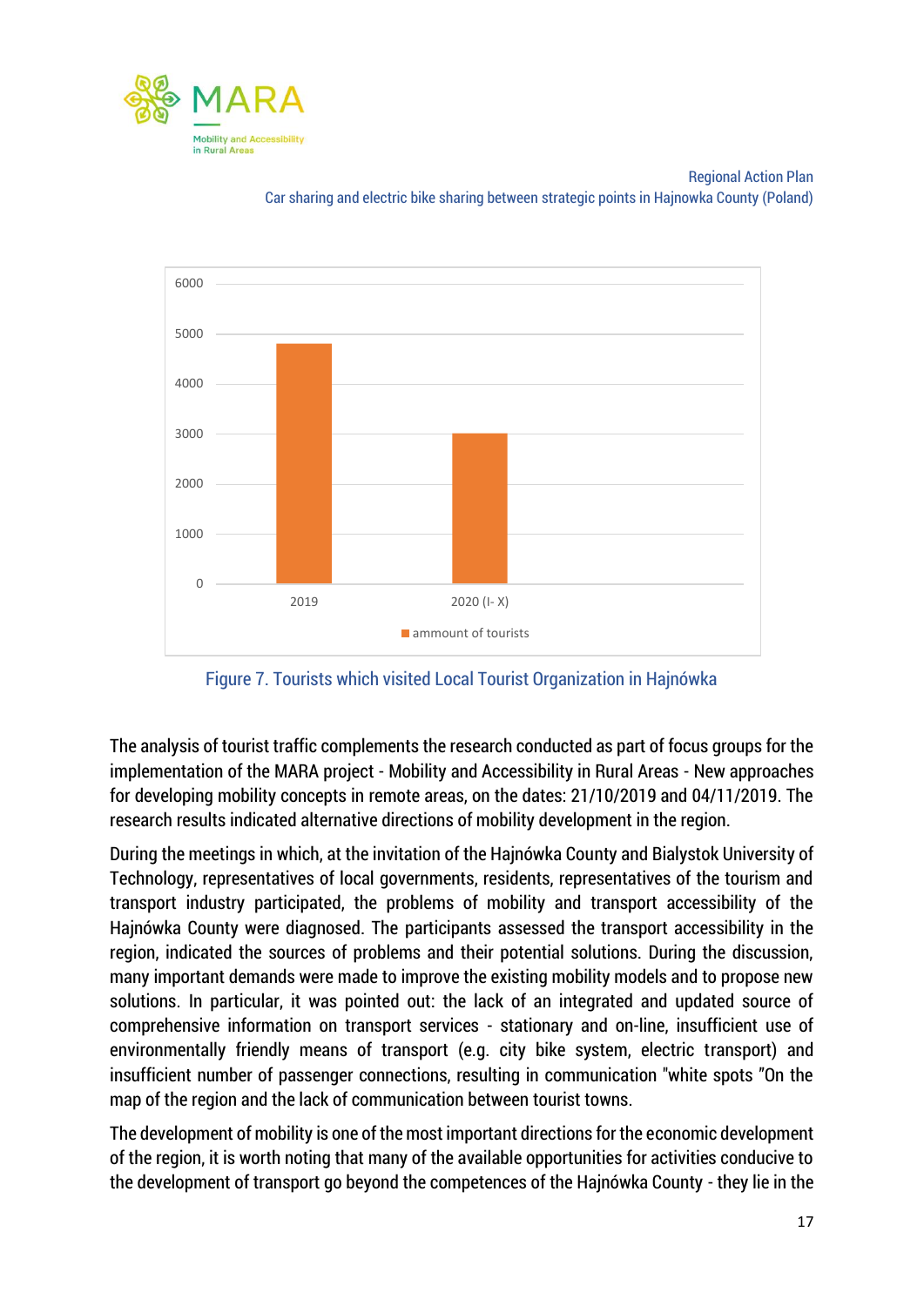Figure 7. Tourists which visited Local Tourist Organization in Hajnówka

The analysis of tourist traffic complements the research conducted as part of focus groups for the implementation of the MARA project - Mobility and Accessibility in Rural Areas - New approaches for developing mobility concepts in remote areas, on the dates: 21/10/2019 and 04/11/2019. The research results indicated alternative directions of mobility development in the region.

During the meetings in which, at the invitation of the Hajnówka County and Bialystok University of Technology, representatives of local governments, residents, representatives of the tourism and transport industry participated, the problems of mobility and transport accessibility of the Hajnówka County were diagnosed. The participants assessed the transport accessibility in the region, indicated the sources of problems and their potential solutions. During the discussion, many important demands were made to improve the existing mobility models and to propose new solutions. In particular, it was pointed out: the lack of an integrated and updated source of comprehensive information on transport services - stationary and on-line, insufficient use of environmentally friendly means of transport (e.g. city bike system, electric transport) and insufficient number of passenger connections, resulting in communication "white spots "On the map of the region and the lack of communication between tourist towns.

The development of mobility is one of the most important directions for the economic development of the region, it is worth noting that many of the available opportunities for activities conducive to the development of transport go beyond the competences of the Hajnówka County - they lie in the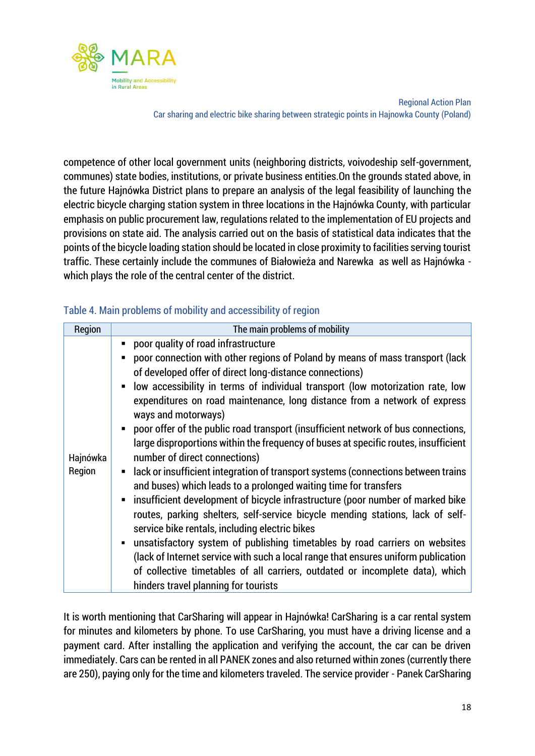competence of other local government units (neighboring districts, voivodeship self-government, communes) state bodies, institutions, or private business entities.On the grounds stated above, in the future Hajnówka District plans to prepare an analysis of the legal feasibility of launching the electric bicycle charging station system in three locations in the Hajnówka County, with particular emphasis on public procurement law, regulations related to the implementation of EU projects and provisions on state aid. The analysis carried out on the basis of statistical data indicates that the points of the bicycle loading station should be located in close proximity to facilities serving tourist traffic. These certainly include the communes of Białowieża and Narewka as well as Hajnówka - which plays the role of the central center of the district.

Table 4. Main problems of mobility and accessibility of region

| Region | The main problems of mobility |
|---|---|
| Hajnówka Region | ▪ poor quality of road infrastructure<br>▪ poor connection with other regions of Poland by means of mass transport (lack of developed offer of direct long-distance connections)<br>▪ low accessibility in terms of individual transport (low motorization rate, low expenditures on road maintenance, long distance from a network of express ways and motorways)<br>▪ poor offer of the public road transport (insufficient network of bus connections, large disproportions within the frequency of buses at specific routes, insufficient number of direct connections)<br>▪ lack or insufficient integration of transport systems (connections between trains and buses) which leads to a prolonged waiting time for transfers<br>▪ insufficient development of bicycle infrastructure (poor number of marked bike routes, parking shelters, self-service bicycle mending stations, lack of self-service bike rentals, including electric bikes<br>▪ unsatisfactory system of publishing timetables by road carriers on websites (lack of Internet service with such a local range that ensures uniform publication of collective timetables of all carriers, outdated or incomplete data), which hinders travel planning for tourists |

It is worth mentioning that CarSharing will appear in Hajnówka! CarSharing is a car rental system for minutes and kilometers by phone. To use CarSharing, you must have a driving license and a payment card. After installing the application and verifying the account, the car can be driven immediately. Cars can be rented in all PANEK zones and also returned within zones (currently there are 250), paying only for the time and kilometers traveled. The service provider - Panek CarSharing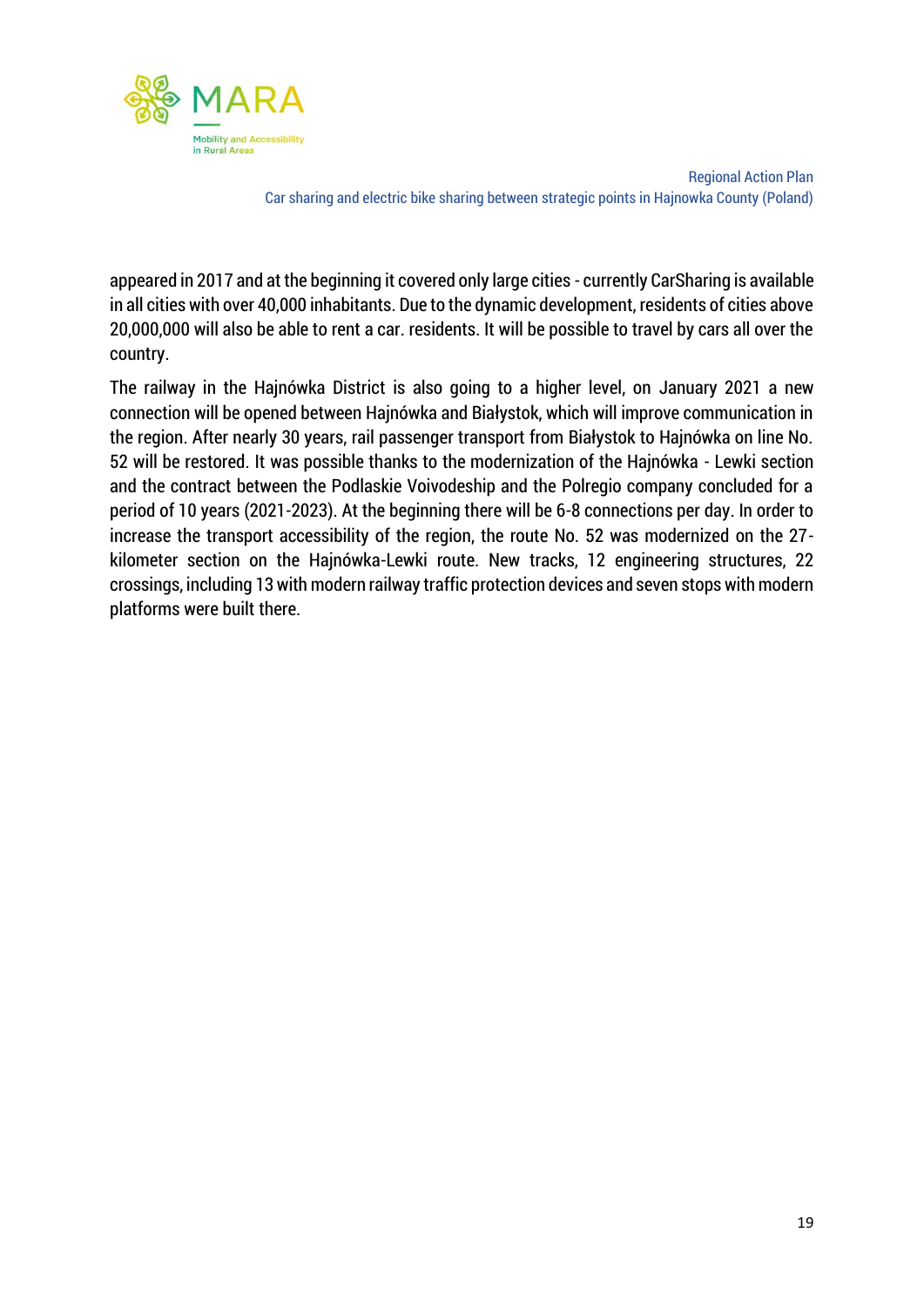appeared in 2017 and at the beginning it covered only large cities - currently CarSharing is available in all cities with over 40,000 inhabitants. Due to the dynamic development, residents of cities above 20,000,000 will also be able to rent a car. residents. It will be possible to travel by cars all over the country.

The railway in the Hajnówka District is also going to a higher level, on January 2021 a new connection will be opened between Hajnówka and Białystok, which will improve communication in the region. After nearly 30 years, rail passenger transport from Białystok to Hajnówka on line No. 52 will be restored. It was possible thanks to the modernization of the Hajnówka - Lewki section and the contract between the Podlaskie Voivodeship and the Polregio company concluded for a period of 10 years (2021-2023). At the beginning there will be 6-8 connections per day. In order to increase the transport accessibility of the region, the route No. 52 was modernized on the 27-kilometer section on the Hajnówka-Lewki route. New tracks, 12 engineering structures, 22 crossings, including 13 with modern railway traffic protection devices and seven stops with modern platforms were built there.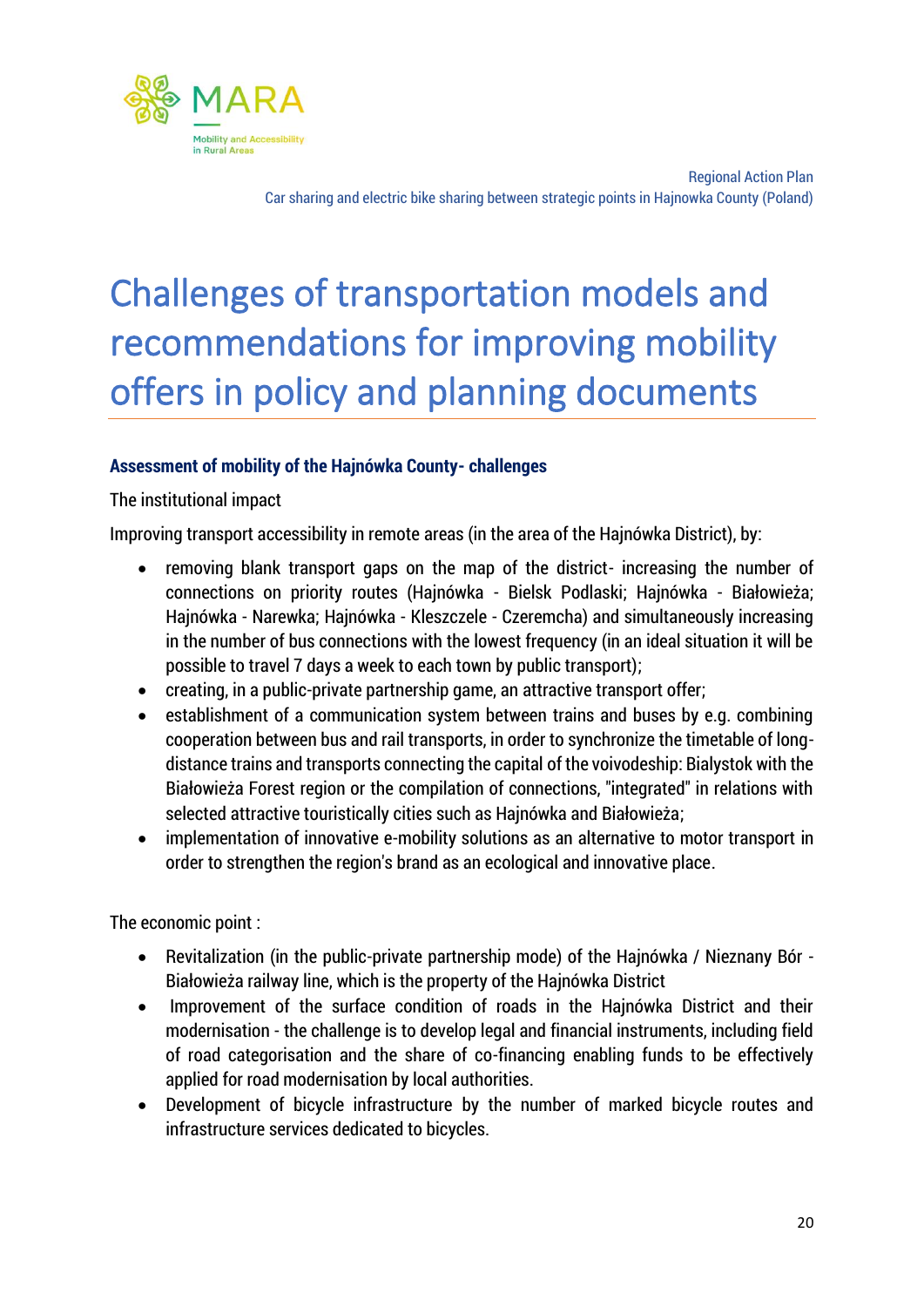# Challenges of transportation models and recommendations for improving mobility offers in policy and planning documents

### Assessment of mobility of the Hajnówka County- challenges

The institutional impact

Improving transport accessibility in remote areas (in the area of the Hajnówka District), by:

- removing blank transport gaps on the map of the district- increasing the number of connections on priority routes (Hajnówka - Bielsk Podlaski; Hajnówka - Białowieża; Hajnówka - Narewka; Hajnówka - Kleszczele - Czeremcha) and simultaneously increasing in the number of bus connections with the lowest frequency (in an ideal situation it will be possible to travel 7 days a week to each town by public transport);
- creating, in a public-private partnership game, an attractive transport offer;
- establishment of a communication system between trains and buses by e.g. combining cooperation between bus and rail transports, in order to synchronize the timetable of long-distance trains and transports connecting the capital of the voivodeship: Bialystok with the Białowieża Forest region or the compilation of connections, "integrated" in relations with selected attractive touristically cities such as Hajnówka and Białowieża;
- implementation of innovative e-mobility solutions as an alternative to motor transport in order to strengthen the region's brand as an ecological and innovative place.

The economic point :

- Revitalization (in the public-private partnership mode) of the Hajnówka / Nieznany Bór - Białowieża railway line, which is the property of the Hajnówka District
- Improvement of the surface condition of roads in the Hajnówka District and their modernisation - the challenge is to develop legal and financial instruments, including field of road categorisation and the share of co-financing enabling funds to be effectively applied for road modernisation by local authorities.
- Development of bicycle infrastructure by the number of marked bicycle routes and infrastructure services dedicated to bicycles.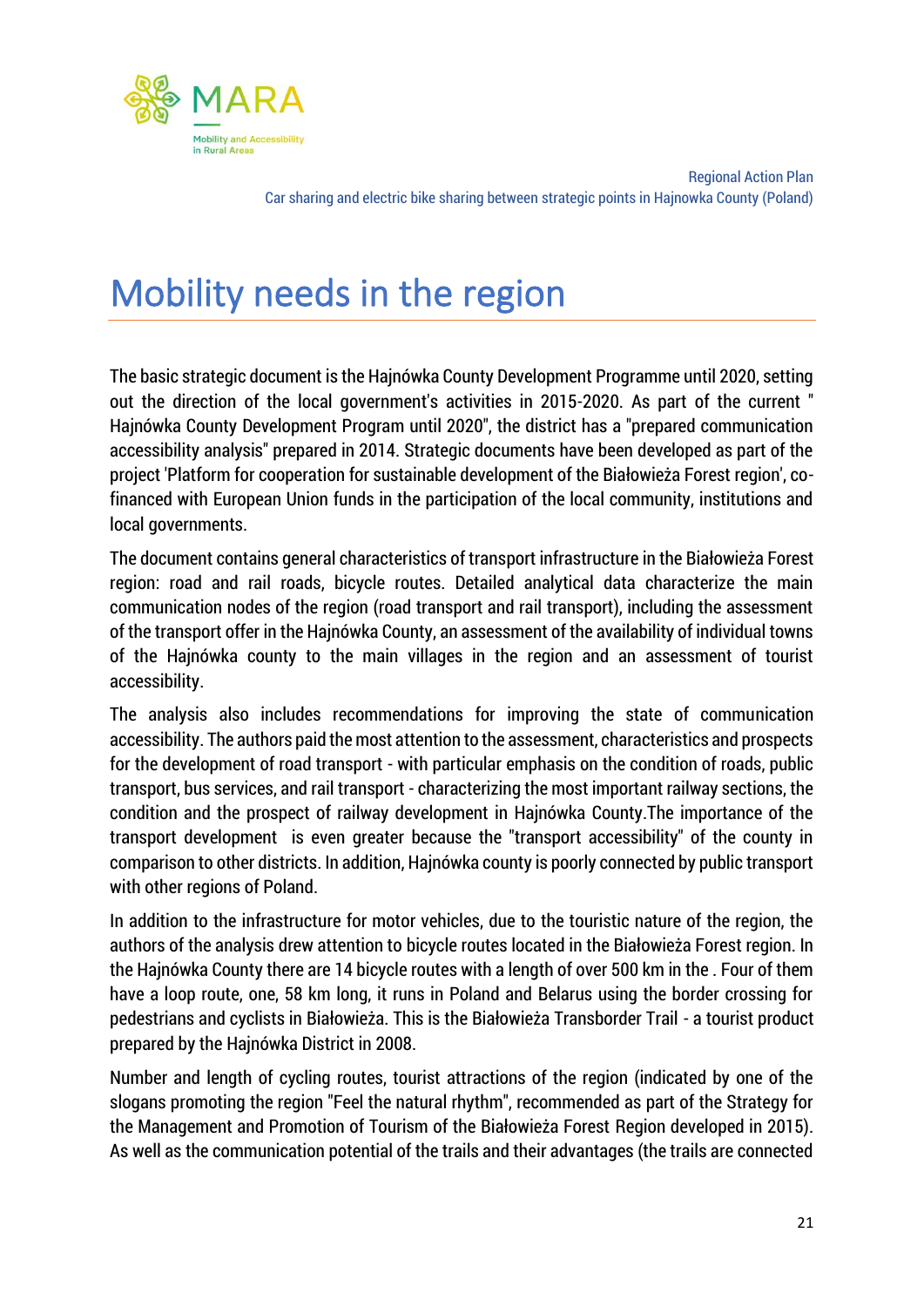# Mobility needs in the region

The basic strategic document is the Hajnówka County Development Programme until 2020, setting out the direction of the local government's activities in 2015-2020. As part of the current " Hajnówka County Development Program until 2020", the district has a "prepared communication accessibility analysis" prepared in 2014. Strategic documents have been developed as part of the project 'Platform for cooperation for sustainable development of the Białowieża Forest region', co-financed with European Union funds in the participation of the local community, institutions and local governments.

The document contains general characteristics of transport infrastructure in the Białowieża Forest region: road and rail roads, bicycle routes. Detailed analytical data characterize the main communication nodes of the region (road transport and rail transport), including the assessment of the transport offer in the Hajnówka County, an assessment of the availability of individual towns of the Hajnówka county to the main villages in the region and an assessment of tourist accessibility.

The analysis also includes recommendations for improving the state of communication accessibility. The authors paid the most attention to the assessment, characteristics and prospects for the development of road transport - with particular emphasis on the condition of roads, public transport, bus services, and rail transport - characterizing the most important railway sections, the condition and the prospect of railway development in Hajnówka County.The importance of the transport development  is even greater because the "transport accessibility" of the county in comparison to other districts. In addition, Hajnówka county is poorly connected by public transport with other regions of Poland.

In addition to the infrastructure for motor vehicles, due to the touristic nature of the region, the authors of the analysis drew attention to bicycle routes located in the Białowieża Forest region. In the Hajnówka County there are 14 bicycle routes with a length of over 500 km in the . Four of them have a loop route, one, 58 km long, it runs in Poland and Belarus using the border crossing for pedestrians and cyclists in Białowieża. This is the Białowieża Transborder Trail - a tourist product prepared by the Hajnówka District in 2008.

Number and length of cycling routes, tourist attractions of the region (indicated by one of the slogans promoting the region "Feel the natural rhythm", recommended as part of the Strategy for the Management and Promotion of Tourism of the Białowieża Forest Region developed in 2015). As well as the communication potential of the trails and their advantages (the trails are connected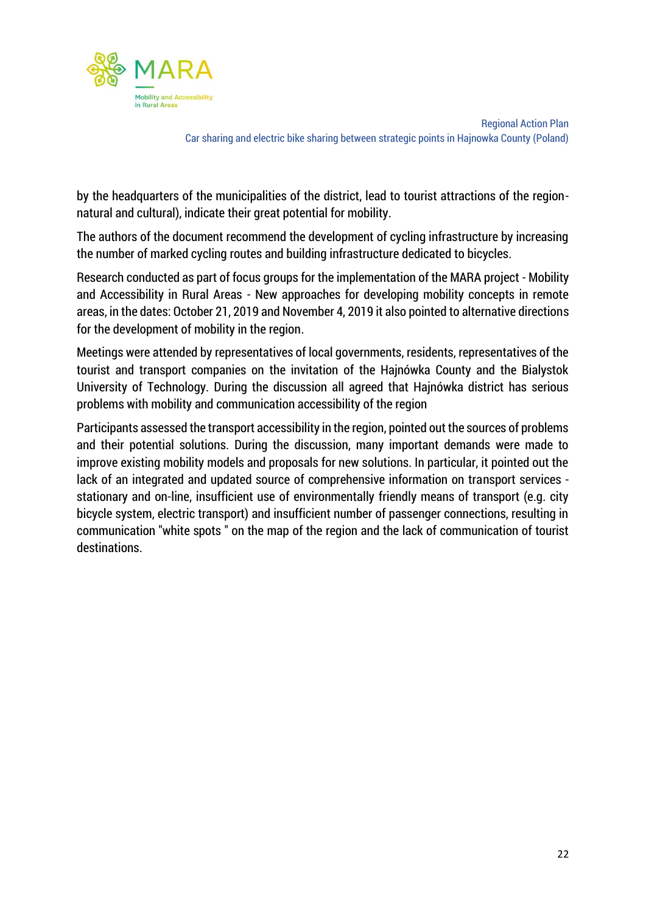by the headquarters of the municipalities of the district, lead to tourist attractions of the region- natural and cultural), indicate their great potential for mobility.

The authors of the document recommend the development of cycling infrastructure by increasing the number of marked cycling routes and building infrastructure dedicated to bicycles.

Research conducted as part of focus groups for the implementation of the MARA project - Mobility and Accessibility in Rural Areas - New approaches for developing mobility concepts in remote areas, in the dates: October 21, 2019 and November 4, 2019 it also pointed to alternative directions for the development of mobility in the region.

Meetings were attended by representatives of local governments, residents, representatives of the tourist and transport companies on the invitation of the Hajnówka County and the Bialystok University of Technology. During the discussion all agreed that Hajnówka district has serious problems with mobility and communication accessibility of the region

Participants assessed the transport accessibility in the region, pointed out the sources of problems and their potential solutions. During the discussion, many important demands were made to improve existing mobility models and proposals for new solutions. In particular, it pointed out the lack of an integrated and updated source of comprehensive information on transport services - stationary and on-line, insufficient use of environmentally friendly means of transport (e.g. city bicycle system, electric transport) and insufficient number of passenger connections, resulting in communication "white spots " on the map of the region and the lack of communication of tourist destinations.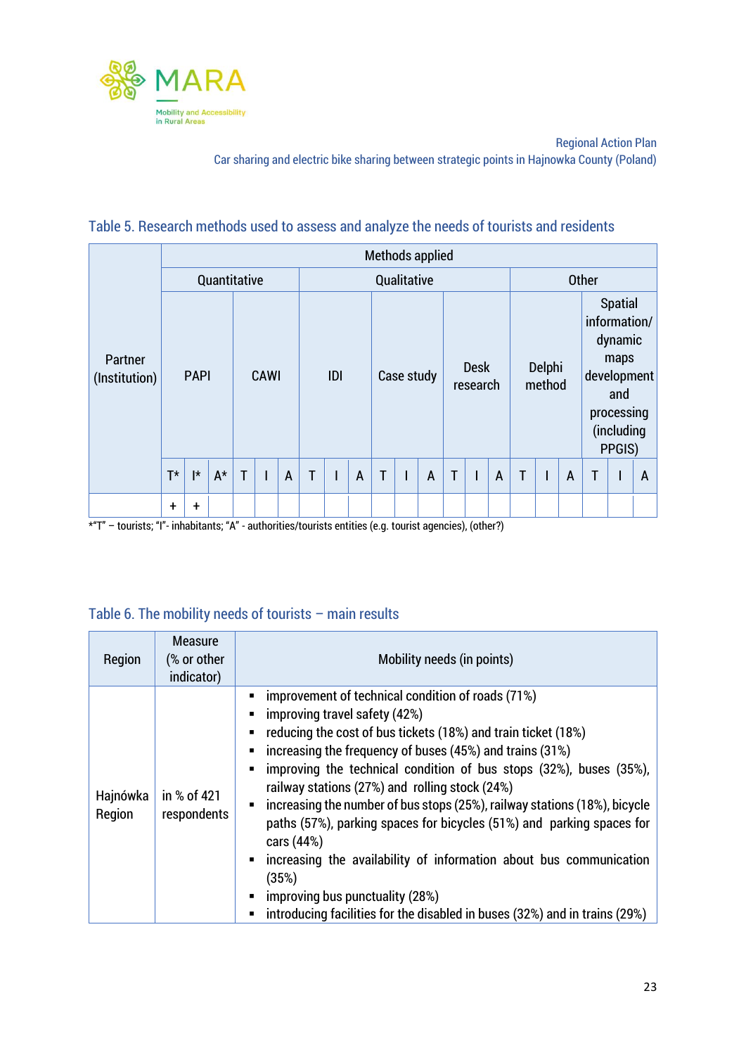Table 5. Research methods used to assess and analyze the needs of tourists and residents

| Partner (Institution) | Methods applied | | | | | | | | | | | | | | | | | | | | |
|---|---|---|---|---|---|---|---|---|---|---|---|---|---|---|---|---|---|---|---|---|---|
| | Quantitative | | | | | | Qualitative | | | | | | | | | Other | | | | | |
| | PAPI | | | CAWI | | | IDI | | | Case study | | | Desk research | | | Delphi method | | | Spatial information/ dynamic maps development and processing (including PPGIS) | | |
| | T* | I* | A* | T | I | A | T | I | A | T | I | A | T | I | A | T | I | A | T | I | A |
| | + | + | | | | | | | | | | | | | | | | | | | |

*"T" – tourists; "I"- inhabitants; "A" - authorities/tourists entities (e.g. tourist agencies), (other?)

Table 6. The mobility needs of tourists – main results

| Region | Measure (% or other indicator) | Mobility needs (in points) |
|---|---|---|
| Hajnówka Region | in % of 421 respondents | ▪ improvement of technical condition of roads (71%)<br>▪ improving travel safety (42%)<br>▪ reducing the cost of bus tickets (18%) and train ticket (18%)<br>▪ increasing the frequency of buses (45%) and trains (31%)<br>▪ improving the technical condition of bus stops (32%), buses (35%), railway stations (27%) and rolling stock (24%)<br>▪ increasing the number of bus stops (25%), railway stations (18%), bicycle paths (57%), parking spaces for bicycles (51%) and parking spaces for cars (44%)<br>▪ increasing the availability of information about bus communication (35%)<br>▪ improving bus punctuality (28%)<br>▪ introducing facilities for the disabled in buses (32%) and in trains (29%) |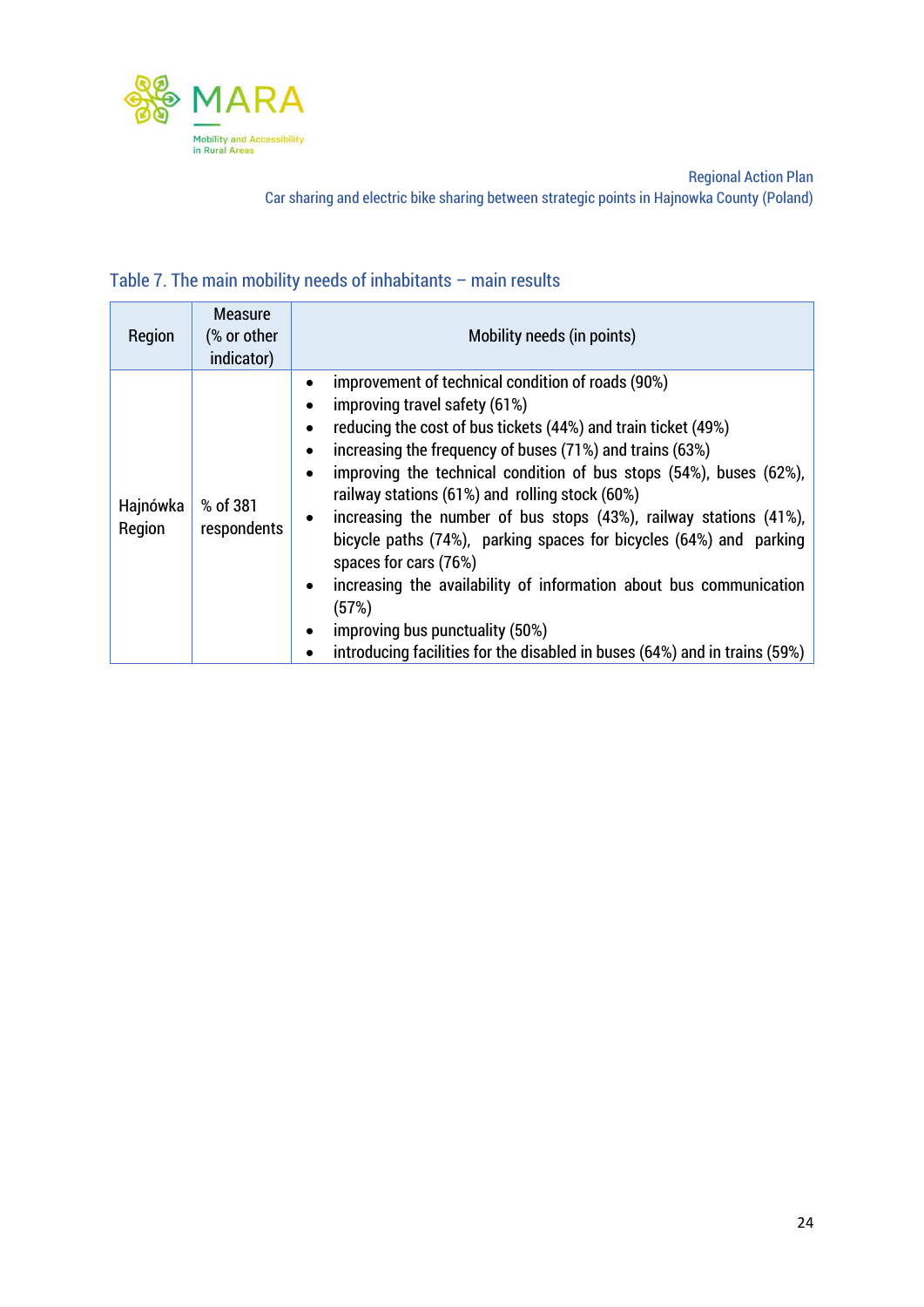Table 7. The main mobility needs of inhabitants – main results

| Region | Measure (% or other indicator) | Mobility needs (in points) |
|---|---|---|
| Hajnówka Region | % of 381 respondents | • improvement of technical condition of roads (90%)<br>• improving travel safety (61%)<br>• reducing the cost of bus tickets (44%) and train ticket (49%)<br>• increasing the frequency of buses (71%) and trains (63%)<br>• improving the technical condition of bus stops (54%), buses (62%), railway stations (61%) and rolling stock (60%)<br>• increasing the number of bus stops (43%), railway stations (41%), bicycle paths (74%), parking spaces for bicycles (64%) and parking spaces for cars (76%)<br>• increasing the availability of information about bus communication (57%)<br>• improving bus punctuality (50%)<br>• introducing facilities for the disabled in buses (64%) and in trains (59%) |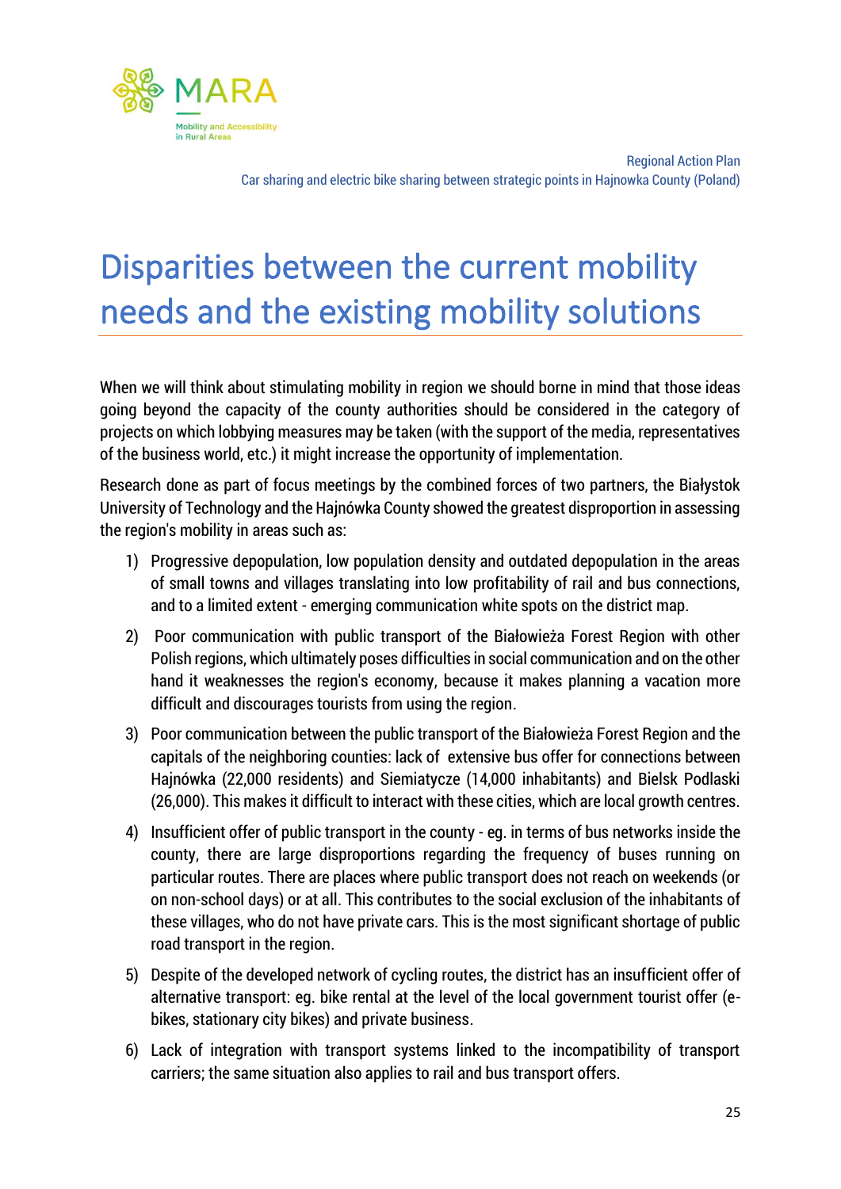# Disparities between the current mobility needs and the existing mobility solutions

When we will think about stimulating mobility in region we should borne in mind that those ideas going beyond the capacity of the county authorities should be considered in the category of projects on which lobbying measures may be taken (with the support of the media, representatives of the business world, etc.) it might increase the opportunity of implementation.

Research done as part of focus meetings by the combined forces of two partners, the Białystok University of Technology and the Hajnówka County showed the greatest disproportion in assessing the region's mobility in areas such as:

1) Progressive depopulation, low population density and outdated depopulation in the areas of small towns and villages translating into low profitability of rail and bus connections, and to a limited extent - emerging communication white spots on the district map.
2) Poor communication with public transport of the Białowieża Forest Region with other Polish regions, which ultimately poses difficulties in social communication and on the other hand it weaknesses the region's economy, because it makes planning a vacation more difficult and discourages tourists from using the region.
3) Poor communication between the public transport of the Białowieża Forest Region and the capitals of the neighboring counties: lack of extensive bus offer for connections between Hajnówka (22,000 residents) and Siemiatycze (14,000 inhabitants) and Bielsk Podlaski (26,000). This makes it difficult to interact with these cities, which are local growth centres.
4) Insufficient offer of public transport in the county - eg. in terms of bus networks inside the county, there are large disproportions regarding the frequency of buses running on particular routes. There are places where public transport does not reach on weekends (or on non-school days) or at all. This contributes to the social exclusion of the inhabitants of these villages, who do not have private cars. This is the most significant shortage of public road transport in the region.
5) Despite of the developed network of cycling routes, the district has an insufficient offer of alternative transport: eg. bike rental at the level of the local government tourist offer (e-bikes, stationary city bikes) and private business.
6) Lack of integration with transport systems linked to the incompatibility of transport carriers; the same situation also applies to rail and bus transport offers.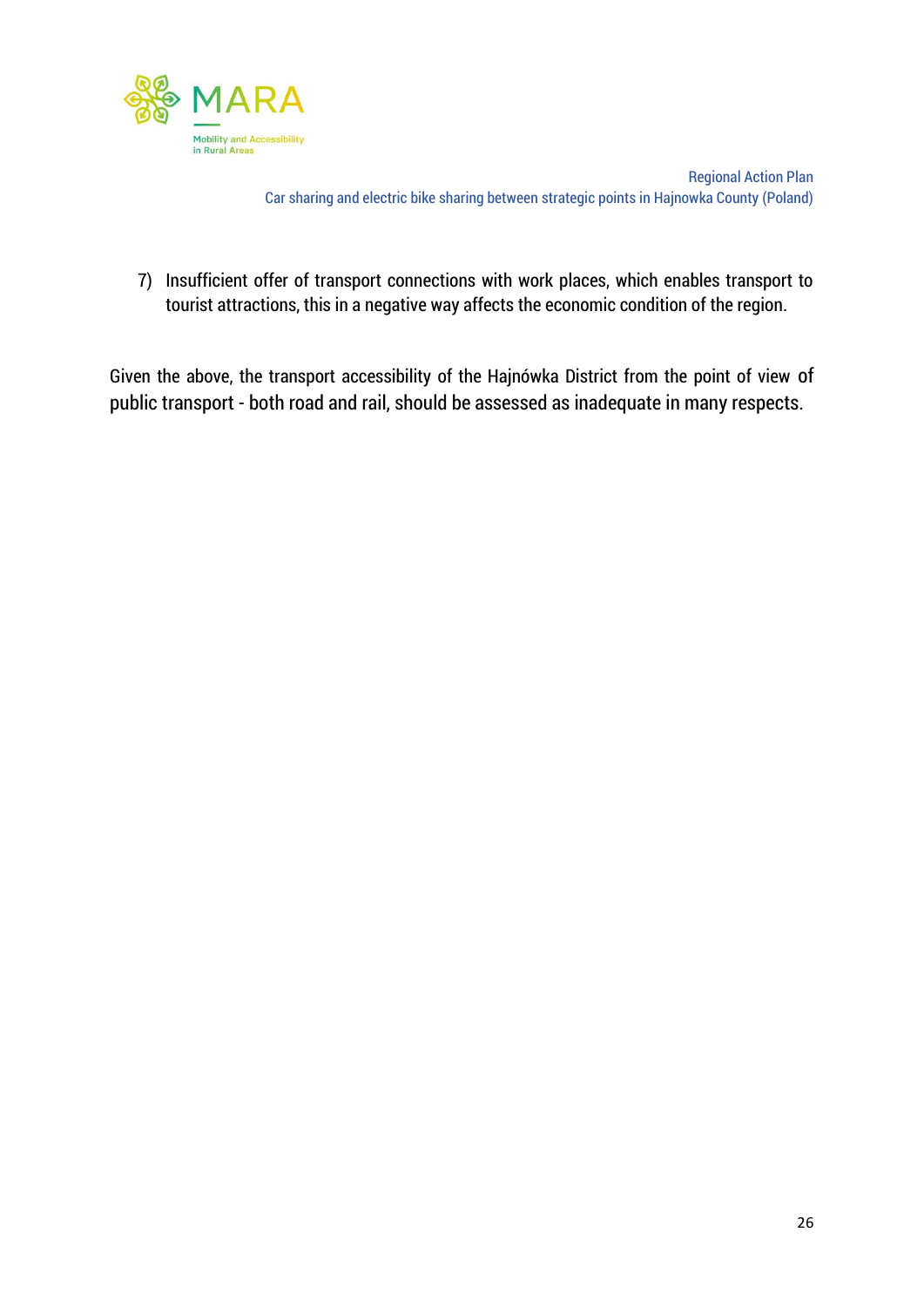7) Insufficient offer of transport connections with work places, which enables transport to tourist attractions, this in a negative way affects the economic condition of the region.

Given the above, the transport accessibility of the Hajnówka District from the point of view of public transport - both road and rail, should be assessed as inadequate in many respects.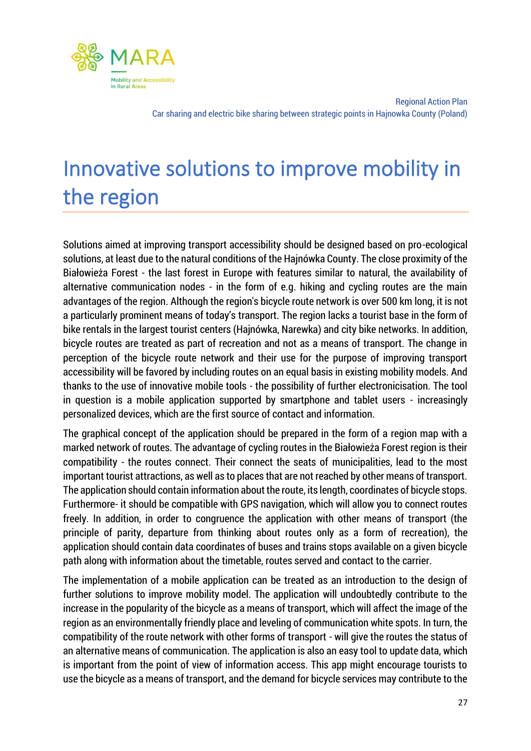# Innovative solutions to improve mobility in the region

Solutions aimed at improving transport accessibility should be designed based on pro-ecological solutions, at least due to the natural conditions of the Hajnówka County. The close proximity of the Białowieża Forest - the last forest in Europe with features similar to natural, the availability of alternative communication nodes - in the form of e.g. hiking and cycling routes are the main advantages of the region. Although the region's bicycle route network is over 500 km long, it is not a particularly prominent means of today's transport. The region lacks a tourist base in the form of bike rentals in the largest tourist centers (Hajnówka, Narewka) and city bike networks. In addition, bicycle routes are treated as part of recreation and not as a means of transport. The change in perception of the bicycle route network and their use for the purpose of improving transport accessibility will be favored by including routes on an equal basis in existing mobility models. And thanks to the use of innovative mobile tools - the possibility of further electronicisation. The tool in question is a mobile application supported by smartphone and tablet users - increasingly personalized devices, which are the first source of contact and information.

The graphical concept of the application should be prepared in the form of a region map with a marked network of routes. The advantage of cycling routes in the Białowieża Forest region is their compatibility - the routes connect. Their connect the seats of municipalities, lead to the most important tourist attractions, as well as to places that are not reached by other means of transport. The application should contain information about the route, its length, coordinates of bicycle stops. Furthermore- it should be compatible with GPS navigation, which will allow you to connect routes freely. In addition, in order to congruence the application with other means of transport (the principle of parity, departure from thinking about routes only as a form of recreation), the application should contain data coordinates of buses and trains stops available on a given bicycle path along with information about the timetable, routes served and contact to the carrier.

The implementation of a mobile application can be treated as an introduction to the design of further solutions to improve mobility model. The application will undoubtedly contribute to the increase in the popularity of the bicycle as a means of transport, which will affect the image of the region as an environmentally friendly place and leveling of communication white spots. In turn, the compatibility of the route network with other forms of transport - will give the routes the status of an alternative means of communication. The application is also an easy tool to update data, which is important from the point of view of information access. This app might encourage tourists to use the bicycle as a means of transport, and the demand for bicycle services may contribute to the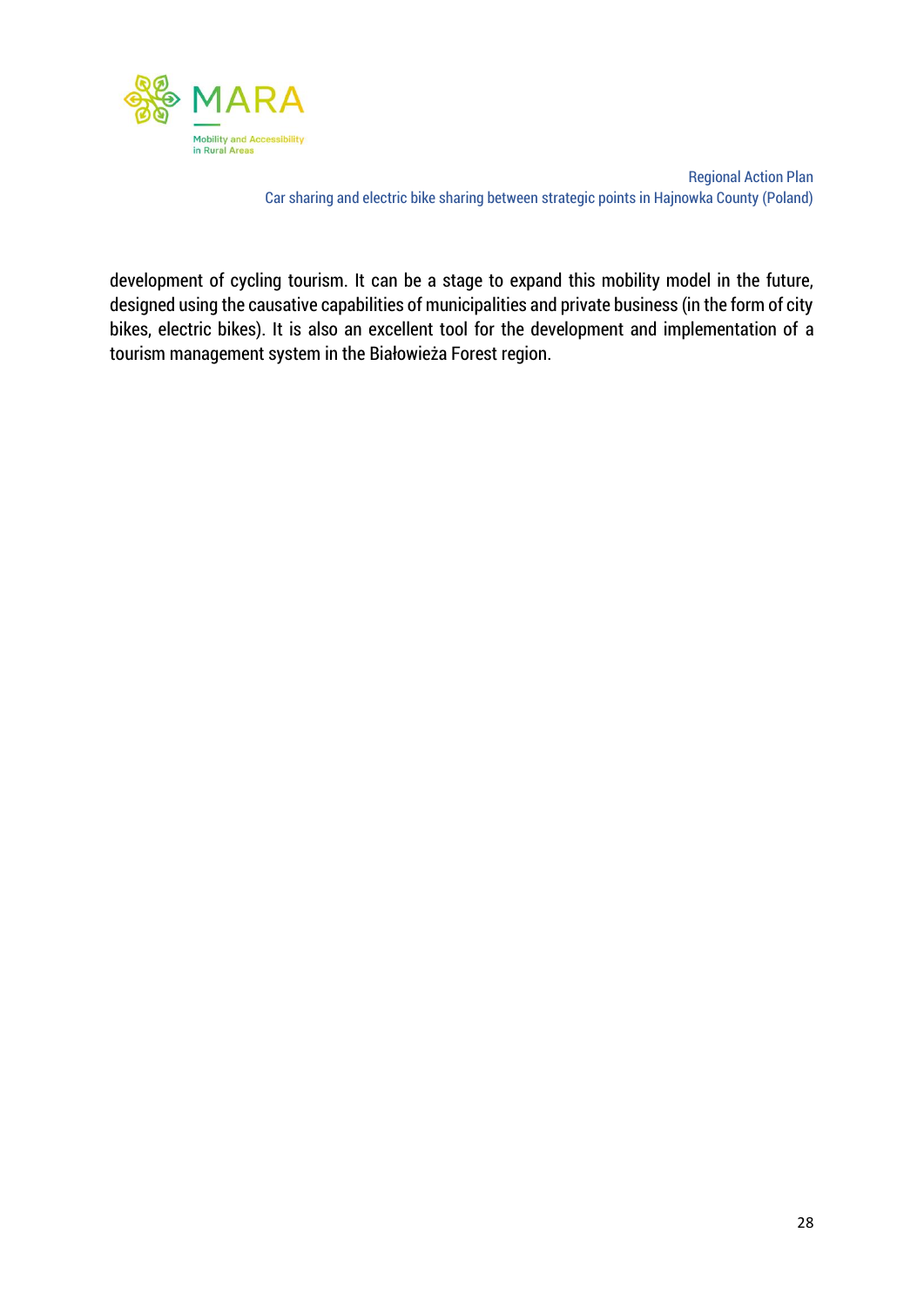development of cycling tourism. It can be a stage to expand this mobility model in the future, designed using the causative capabilities of municipalities and private business (in the form of city bikes, electric bikes). It is also an excellent tool for the development and implementation of a tourism management system in the Białowieża Forest region.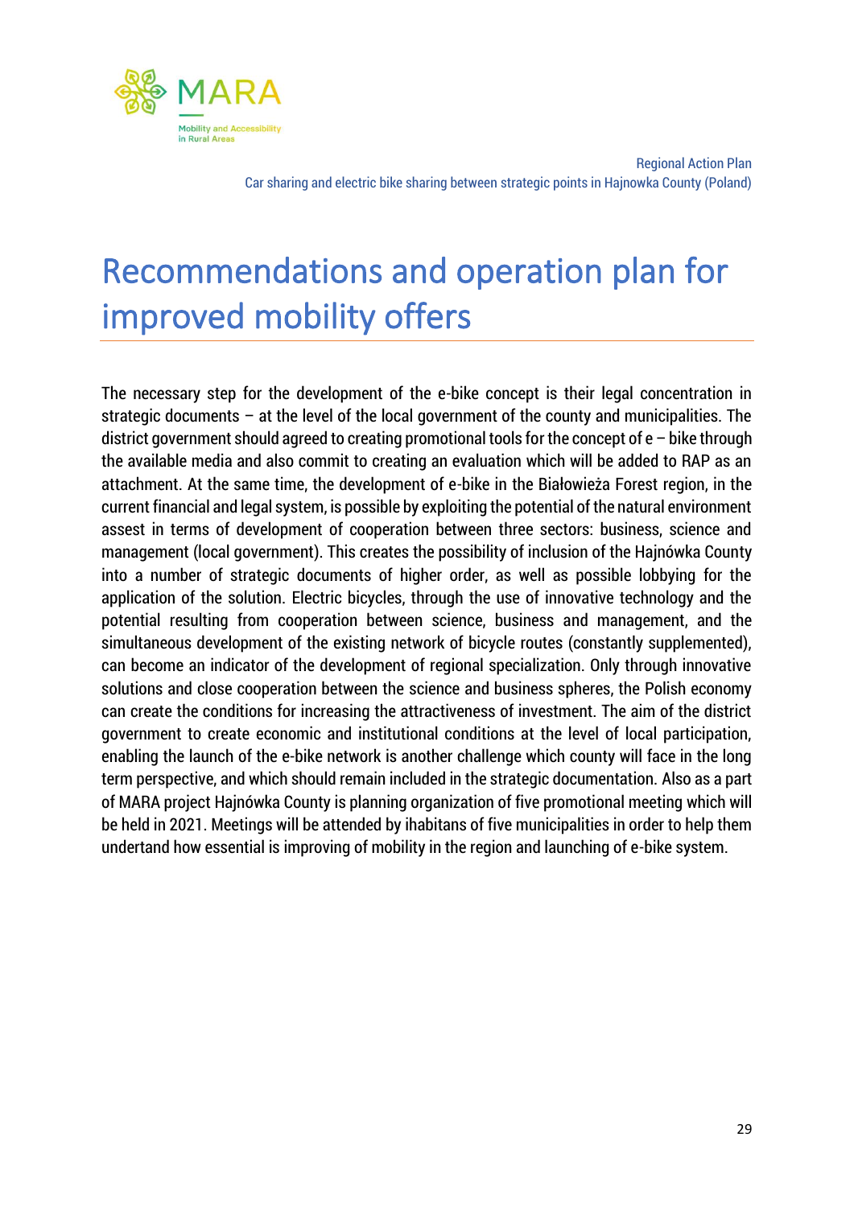# Recommendations and operation plan for improved mobility offers

The necessary step for the development of the e-bike concept is their legal concentration in strategic documents – at the level of the local government of the county and municipalities. The district government should agreed to creating promotional tools for the concept of e – bike through the available media and also commit to creating an evaluation which will be added to RAP as an attachment. At the same time, the development of e-bike in the Białowieża Forest region, in the current financial and legal system, is possible by exploiting the potential of the natural environment assest in terms of development of cooperation between three sectors: business, science and management (local government). This creates the possibility of inclusion of the Hajnówka County into a number of strategic documents of higher order, as well as possible lobbying for the application of the solution. Electric bicycles, through the use of innovative technology and the potential resulting from cooperation between science, business and management, and the simultaneous development of the existing network of bicycle routes (constantly supplemented), can become an indicator of the development of regional specialization. Only through innovative solutions and close cooperation between the science and business spheres, the Polish economy can create the conditions for increasing the attractiveness of investment. The aim of the district government to create economic and institutional conditions at the level of local participation, enabling the launch of the e-bike network is another challenge which county will face in the long term perspective, and which should remain included in the strategic documentation. Also as a part of MARA project Hajnówka County is planning organization of five promotional meeting which will be held in 2021. Meetings will be attended by ihabitans of five municipalities in order to help them undertand how essential is improving of mobility in the region and launching of e-bike system.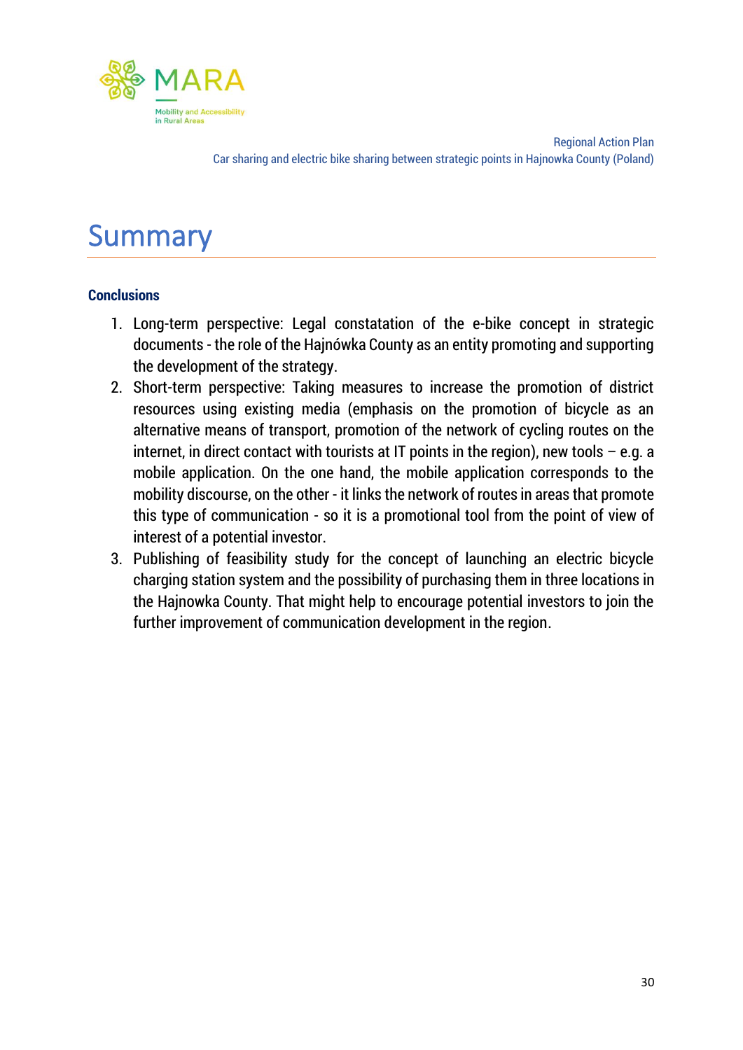# Summary

**Conclusions**

1. Long-term perspective: Legal constatation of the e-bike concept in strategic documents - the role of the Hajnówka County as an entity promoting and supporting the development of the strategy.
2. Short-term perspective: Taking measures to increase the promotion of district resources using existing media (emphasis on the promotion of bicycle as an alternative means of transport, promotion of the network of cycling routes on the internet, in direct contact with tourists at IT points in the region), new tools – e.g. a mobile application. On the one hand, the mobile application corresponds to the mobility discourse, on the other - it links the network of routes in areas that promote this type of communication - so it is a promotional tool from the point of view of interest of a potential investor.
3. Publishing of feasibility study for the concept of launching an electric bicycle charging station system and the possibility of purchasing them in three locations in the Hajnowka County. That might help to encourage potential investors to join the further improvement of communication development in the region.